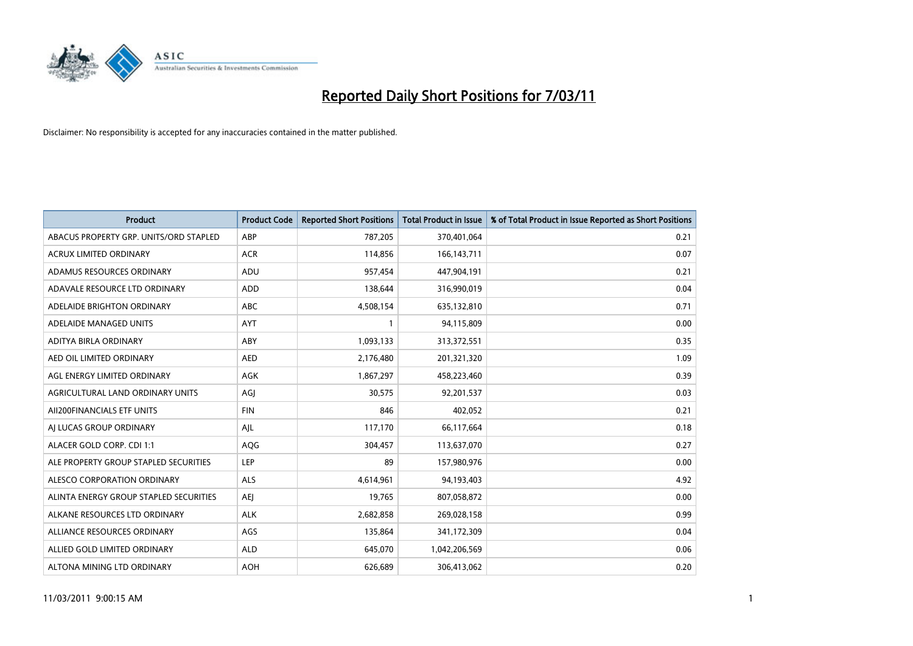# Reported Daily Short Positions for 7/03/11

Disclaimer: No responsibility is accepted for any inaccuracies contained in the matter published.

| Product | Product Code | Reported Short Positions | Total Product in Issue | % of Total Product in Issue Reported as Short Positions |
|---|---|---|---|---|
| ABACUS PROPERTY GRP. UNITS/ORD STAPLED | ABP | 787,205 | 370,401,064 | 0.21 |
| ACRUX LIMITED ORDINARY | ACR | 114,856 | 166,143,711 | 0.07 |
| ADAMUS RESOURCES ORDINARY | ADU | 957,454 | 447,904,191 | 0.21 |
| ADAVALE RESOURCE LTD ORDINARY | ADD | 138,644 | 316,990,019 | 0.04 |
| ADELAIDE BRIGHTON ORDINARY | ABC | 4,508,154 | 635,132,810 | 0.71 |
| ADELAIDE MANAGED UNITS | AYT | 1 | 94,115,809 | 0.00 |
| ADITYA BIRLA ORDINARY | ABY | 1,093,133 | 313,372,551 | 0.35 |
| AED OIL LIMITED ORDINARY | AED | 2,176,480 | 201,321,320 | 1.09 |
| AGL ENERGY LIMITED ORDINARY | AGK | 1,867,297 | 458,223,460 | 0.39 |
| AGRICULTURAL LAND ORDINARY UNITS | AGJ | 30,575 | 92,201,537 | 0.03 |
| AII200FINANCIALS ETF UNITS | FIN | 846 | 402,052 | 0.21 |
| AJ LUCAS GROUP ORDINARY | AJL | 117,170 | 66,117,664 | 0.18 |
| ALACER GOLD CORP. CDI 1:1 | AQG | 304,457 | 113,637,070 | 0.27 |
| ALE PROPERTY GROUP STAPLED SECURITIES | LEP | 89 | 157,980,976 | 0.00 |
| ALESCO CORPORATION ORDINARY | ALS | 4,614,961 | 94,193,403 | 4.92 |
| ALINTA ENERGY GROUP STAPLED SECURITIES | AEJ | 19,765 | 807,058,872 | 0.00 |
| ALKANE RESOURCES LTD ORDINARY | ALK | 2,682,858 | 269,028,158 | 0.99 |
| ALLIANCE RESOURCES ORDINARY | AGS | 135,864 | 341,172,309 | 0.04 |
| ALLIED GOLD LIMITED ORDINARY | ALD | 645,070 | 1,042,206,569 | 0.06 |
| ALTONA MINING LTD ORDINARY | AOH | 626,689 | 306,413,062 | 0.20 |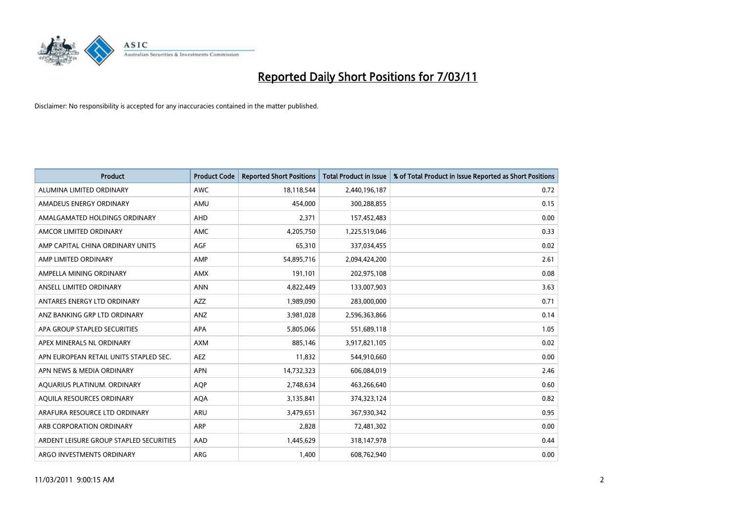# Reported Daily Short Positions for 7/03/11

Disclaimer: No responsibility is accepted for any inaccuracies contained in the matter published.

| Product | Product Code | Reported Short Positions | Total Product in Issue | % of Total Product in Issue Reported as Short Positions |
|---|---|---|---|---|
| ALUMINA LIMITED ORDINARY | AWC | 18,118,544 | 2,440,196,187 | 0.72 |
| AMADEUS ENERGY ORDINARY | AMU | 454,000 | 300,288,855 | 0.15 |
| AMALGAMATED HOLDINGS ORDINARY | AHD | 2,371 | 157,452,483 | 0.00 |
| AMCOR LIMITED ORDINARY | AMC | 4,205,750 | 1,225,519,046 | 0.33 |
| AMP CAPITAL CHINA ORDINARY UNITS | AGF | 65,310 | 337,034,455 | 0.02 |
| AMP LIMITED ORDINARY | AMP | 54,895,716 | 2,094,424,200 | 2.61 |
| AMPELLA MINING ORDINARY | AMX | 191,101 | 202,975,108 | 0.08 |
| ANSELL LIMITED ORDINARY | ANN | 4,822,449 | 133,007,903 | 3.63 |
| ANTARES ENERGY LTD ORDINARY | AZZ | 1,989,090 | 283,000,000 | 0.71 |
| ANZ BANKING GRP LTD ORDINARY | ANZ | 3,981,028 | 2,596,363,866 | 0.14 |
| APA GROUP STAPLED SECURITIES | APA | 5,805,066 | 551,689,118 | 1.05 |
| APEX MINERALS NL ORDINARY | AXM | 885,146 | 3,917,821,105 | 0.02 |
| APN EUROPEAN RETAIL UNITS STAPLED SEC. | AEZ | 11,832 | 544,910,660 | 0.00 |
| APN NEWS & MEDIA ORDINARY | APN | 14,732,323 | 606,084,019 | 2.46 |
| AQUARIUS PLATINUM. ORDINARY | AQP | 2,748,634 | 463,266,640 | 0.60 |
| AQUILA RESOURCES ORDINARY | AQA | 3,135,841 | 374,323,124 | 0.82 |
| ARAFURA RESOURCE LTD ORDINARY | ARU | 3,479,651 | 367,930,342 | 0.95 |
| ARB CORPORATION ORDINARY | ARP | 2,828 | 72,481,302 | 0.00 |
| ARDENT LEISURE GROUP STAPLED SECURITIES | AAD | 1,445,629 | 318,147,978 | 0.44 |
| ARGO INVESTMENTS ORDINARY | ARG | 1,400 | 608,762,940 | 0.00 |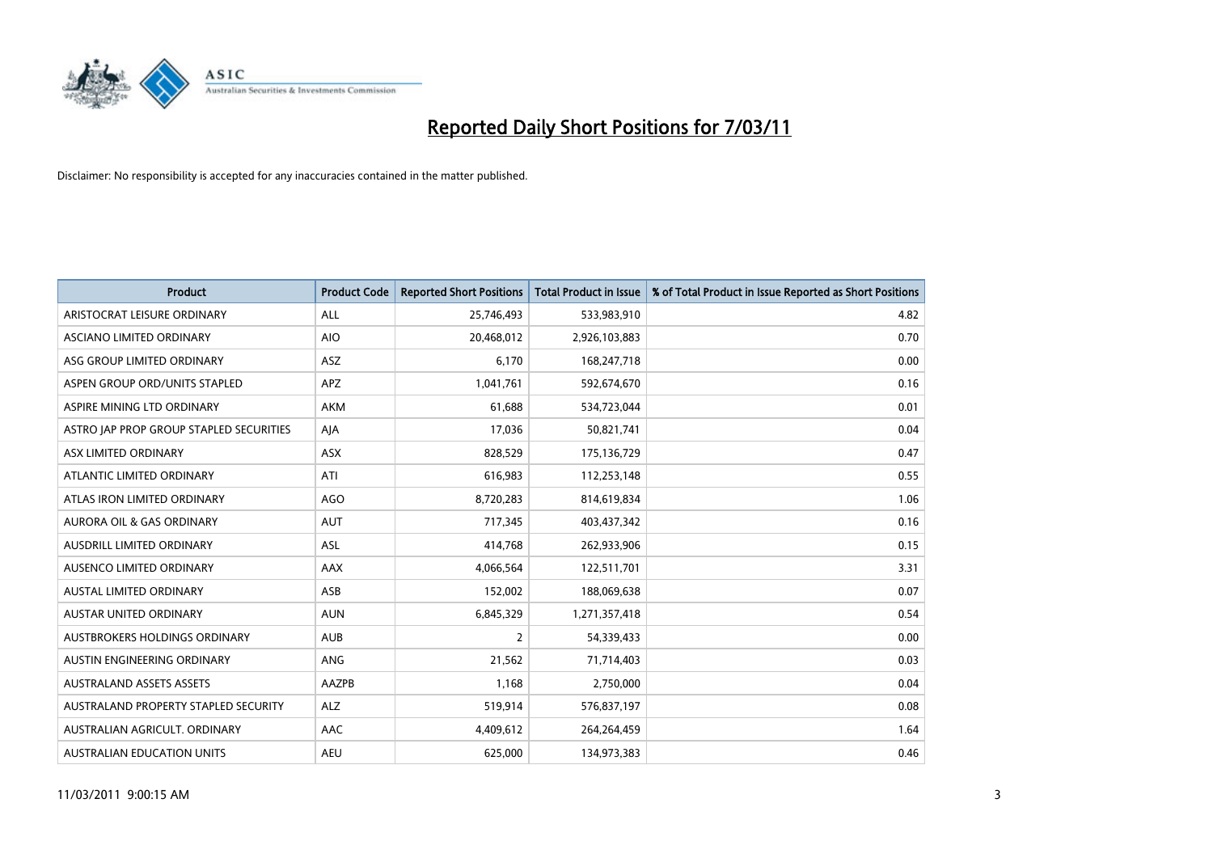# Reported Daily Short Positions for 7/03/11

Disclaimer: No responsibility is accepted for any inaccuracies contained in the matter published.

| Product | Product Code | Reported Short Positions | Total Product in Issue | % of Total Product in Issue Reported as Short Positions |
|---|---|---|---|---|
| ARISTOCRAT LEISURE ORDINARY | ALL | 25,746,493 | 533,983,910 | 4.82 |
| ASCIANO LIMITED ORDINARY | AIO | 20,468,012 | 2,926,103,883 | 0.70 |
| ASG GROUP LIMITED ORDINARY | ASZ | 6,170 | 168,247,718 | 0.00 |
| ASPEN GROUP ORD/UNITS STAPLED | APZ | 1,041,761 | 592,674,670 | 0.16 |
| ASPIRE MINING LTD ORDINARY | AKM | 61,688 | 534,723,044 | 0.01 |
| ASTRO JAP PROP GROUP STAPLED SECURITIES | AJA | 17,036 | 50,821,741 | 0.04 |
| ASX LIMITED ORDINARY | ASX | 828,529 | 175,136,729 | 0.47 |
| ATLANTIC LIMITED ORDINARY | ATI | 616,983 | 112,253,148 | 0.55 |
| ATLAS IRON LIMITED ORDINARY | AGO | 8,720,283 | 814,619,834 | 1.06 |
| AURORA OIL & GAS ORDINARY | AUT | 717,345 | 403,437,342 | 0.16 |
| AUSDRILL LIMITED ORDINARY | ASL | 414,768 | 262,933,906 | 0.15 |
| AUSENCO LIMITED ORDINARY | AAX | 4,066,564 | 122,511,701 | 3.31 |
| AUSTAL LIMITED ORDINARY | ASB | 152,002 | 188,069,638 | 0.07 |
| AUSTAR UNITED ORDINARY | AUN | 6,845,329 | 1,271,357,418 | 0.54 |
| AUSTBROKERS HOLDINGS ORDINARY | AUB | 2 | 54,339,433 | 0.00 |
| AUSTIN ENGINEERING ORDINARY | ANG | 21,562 | 71,714,403 | 0.03 |
| AUSTRALAND ASSETS ASSETS | AAZPB | 1,168 | 2,750,000 | 0.04 |
| AUSTRALAND PROPERTY STAPLED SECURITY | ALZ | 519,914 | 576,837,197 | 0.08 |
| AUSTRALIAN AGRICULT. ORDINARY | AAC | 4,409,612 | 264,264,459 | 1.64 |
| AUSTRALIAN EDUCATION UNITS | AEU | 625,000 | 134,973,383 | 0.46 |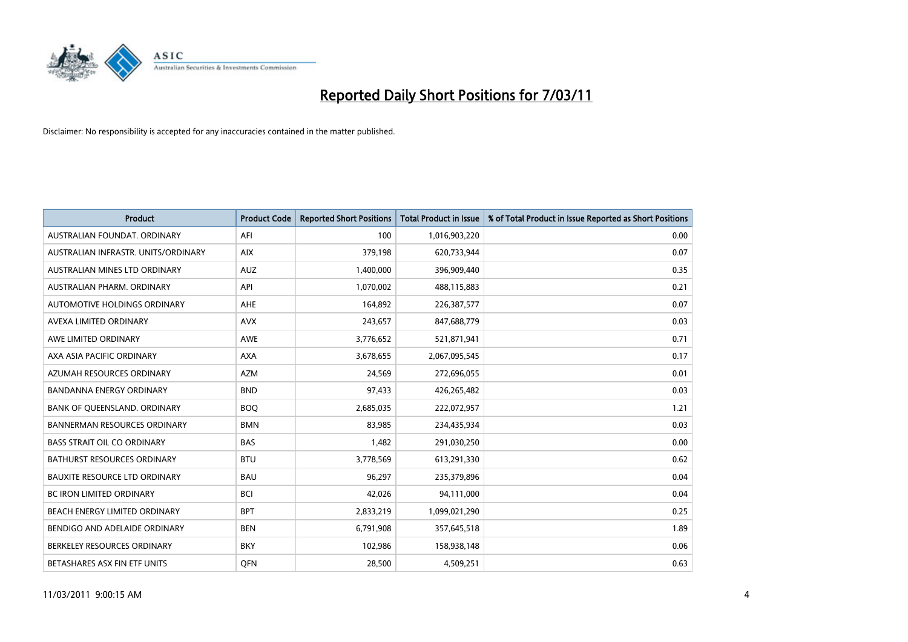# Reported Daily Short Positions for 7/03/11

Disclaimer: No responsibility is accepted for any inaccuracies contained in the matter published.

| Product | Product Code | Reported Short Positions | Total Product in Issue | % of Total Product in Issue Reported as Short Positions |
|---|---|---|---|---|
| AUSTRALIAN FOUNDAT. ORDINARY | AFI | 100 | 1,016,903,220 | 0.00 |
| AUSTRALIAN INFRASTR. UNITS/ORDINARY | AIX | 379,198 | 620,733,944 | 0.07 |
| AUSTRALIAN MINES LTD ORDINARY | AUZ | 1,400,000 | 396,909,440 | 0.35 |
| AUSTRALIAN PHARM. ORDINARY | API | 1,070,002 | 488,115,883 | 0.21 |
| AUTOMOTIVE HOLDINGS ORDINARY | AHE | 164,892 | 226,387,577 | 0.07 |
| AVEXA LIMITED ORDINARY | AVX | 243,657 | 847,688,779 | 0.03 |
| AWE LIMITED ORDINARY | AWE | 3,776,652 | 521,871,941 | 0.71 |
| AXA ASIA PACIFIC ORDINARY | AXA | 3,678,655 | 2,067,095,545 | 0.17 |
| AZUMAH RESOURCES ORDINARY | AZM | 24,569 | 272,696,055 | 0.01 |
| BANDANNA ENERGY ORDINARY | BND | 97,433 | 426,265,482 | 0.03 |
| BANK OF QUEENSLAND. ORDINARY | BOQ | 2,685,035 | 222,072,957 | 1.21 |
| BANNERMAN RESOURCES ORDINARY | BMN | 83,985 | 234,435,934 | 0.03 |
| BASS STRAIT OIL CO ORDINARY | BAS | 1,482 | 291,030,250 | 0.00 |
| BATHURST RESOURCES ORDINARY | BTU | 3,778,569 | 613,291,330 | 0.62 |
| BAUXITE RESOURCE LTD ORDINARY | BAU | 96,297 | 235,379,896 | 0.04 |
| BC IRON LIMITED ORDINARY | BCI | 42,026 | 94,111,000 | 0.04 |
| BEACH ENERGY LIMITED ORDINARY | BPT | 2,833,219 | 1,099,021,290 | 0.25 |
| BENDIGO AND ADELAIDE ORDINARY | BEN | 6,791,908 | 357,645,518 | 1.89 |
| BERKELEY RESOURCES ORDINARY | BKY | 102,986 | 158,938,148 | 0.06 |
| BETASHARES ASX FIN ETF UNITS | QFN | 28,500 | 4,509,251 | 0.63 |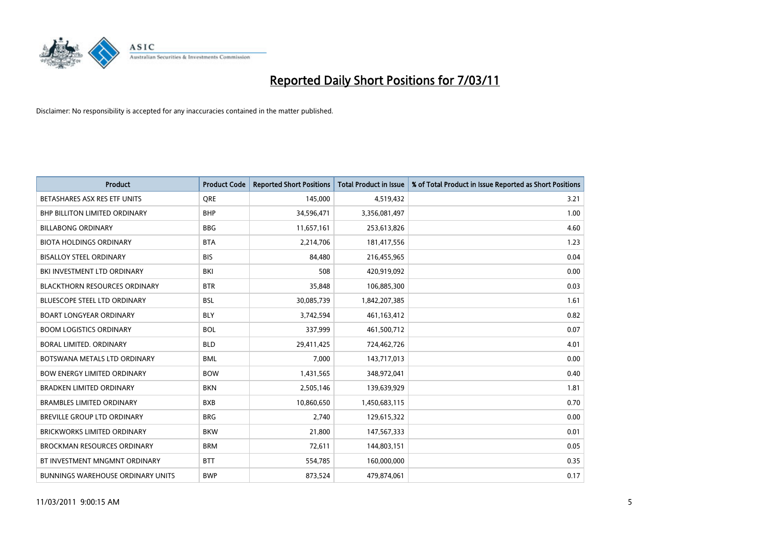# Reported Daily Short Positions for 7/03/11

Disclaimer: No responsibility is accepted for any inaccuracies contained in the matter published.

| Product | Product Code | Reported Short Positions | Total Product in Issue | % of Total Product in Issue Reported as Short Positions |
|---|---|---|---|---|
| BETASHARES ASX RES ETF UNITS | QRE | 145,000 | 4,519,432 | 3.21 |
| BHP BILLITON LIMITED ORDINARY | BHP | 34,596,471 | 3,356,081,497 | 1.00 |
| BILLABONG ORDINARY | BBG | 11,657,161 | 253,613,826 | 4.60 |
| BIOTA HOLDINGS ORDINARY | BTA | 2,214,706 | 181,417,556 | 1.23 |
| BISALLOY STEEL ORDINARY | BIS | 84,480 | 216,455,965 | 0.04 |
| BKI INVESTMENT LTD ORDINARY | BKI | 508 | 420,919,092 | 0.00 |
| BLACKTHORN RESOURCES ORDINARY | BTR | 35,848 | 106,885,300 | 0.03 |
| BLUESCOPE STEEL LTD ORDINARY | BSL | 30,085,739 | 1,842,207,385 | 1.61 |
| BOART LONGYEAR ORDINARY | BLY | 3,742,594 | 461,163,412 | 0.82 |
| BOOM LOGISTICS ORDINARY | BOL | 337,999 | 461,500,712 | 0.07 |
| BORAL LIMITED. ORDINARY | BLD | 29,411,425 | 724,462,726 | 4.01 |
| BOTSWANA METALS LTD ORDINARY | BML | 7,000 | 143,717,013 | 0.00 |
| BOW ENERGY LIMITED ORDINARY | BOW | 1,431,565 | 348,972,041 | 0.40 |
| BRADKEN LIMITED ORDINARY | BKN | 2,505,146 | 139,639,929 | 1.81 |
| BRAMBLES LIMITED ORDINARY | BXB | 10,860,650 | 1,450,683,115 | 0.70 |
| BREVILLE GROUP LTD ORDINARY | BRG | 2,740 | 129,615,322 | 0.00 |
| BRICKWORKS LIMITED ORDINARY | BKW | 21,800 | 147,567,333 | 0.01 |
| BROCKMAN RESOURCES ORDINARY | BRM | 72,611 | 144,803,151 | 0.05 |
| BT INVESTMENT MNGMNT ORDINARY | BTT | 554,785 | 160,000,000 | 0.35 |
| BUNNINGS WAREHOUSE ORDINARY UNITS | BWP | 873,524 | 479,874,061 | 0.17 |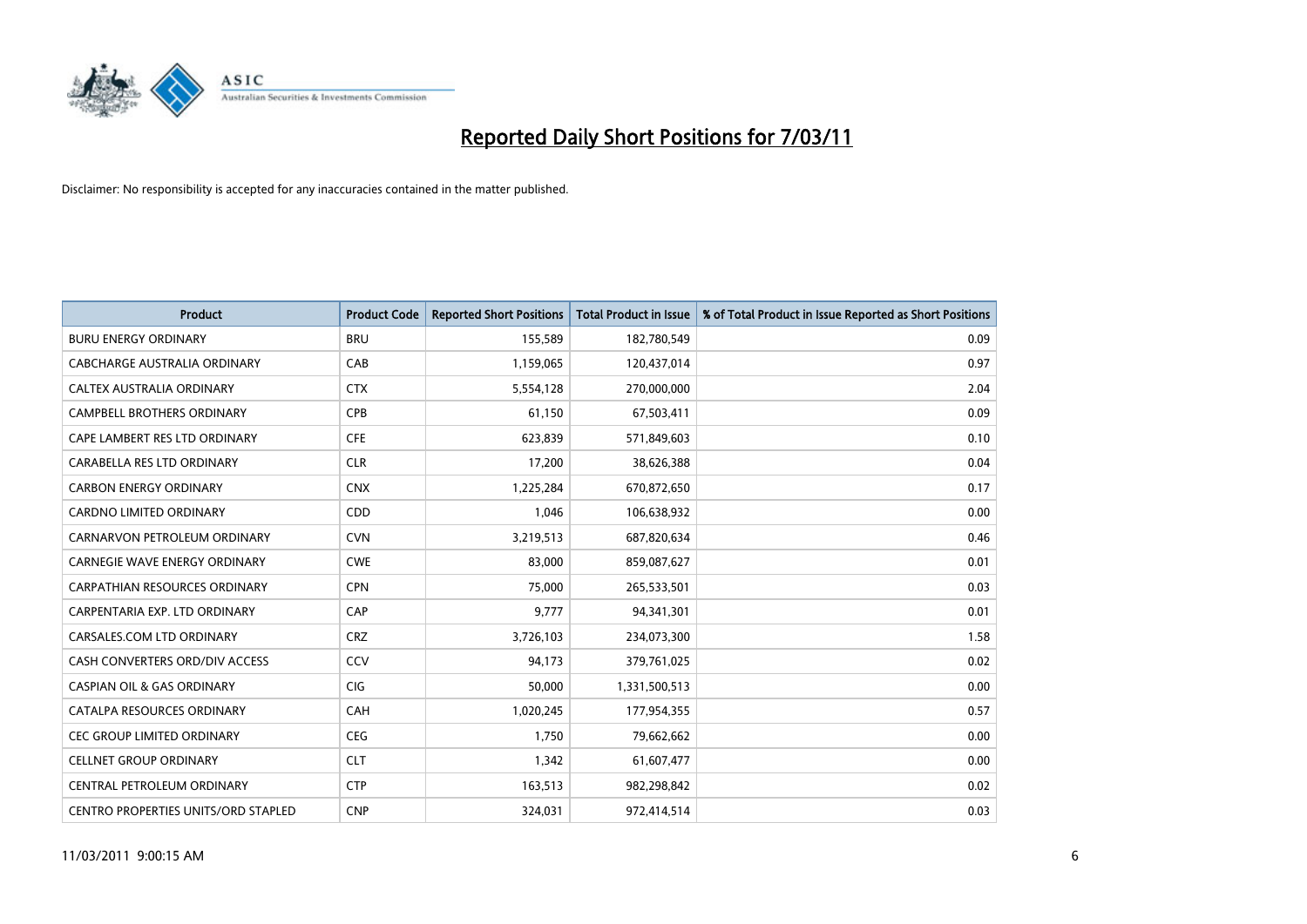# Reported Daily Short Positions for 7/03/11

Disclaimer: No responsibility is accepted for any inaccuracies contained in the matter published.

| Product | Product Code | Reported Short Positions | Total Product in Issue | % of Total Product in Issue Reported as Short Positions |
|---|---|---|---|---|
| BURU ENERGY ORDINARY | BRU | 155,589 | 182,780,549 | 0.09 |
| CABCHARGE AUSTRALIA ORDINARY | CAB | 1,159,065 | 120,437,014 | 0.97 |
| CALTEX AUSTRALIA ORDINARY | CTX | 5,554,128 | 270,000,000 | 2.04 |
| CAMPBELL BROTHERS ORDINARY | CPB | 61,150 | 67,503,411 | 0.09 |
| CAPE LAMBERT RES LTD ORDINARY | CFE | 623,839 | 571,849,603 | 0.10 |
| CARABELLA RES LTD ORDINARY | CLR | 17,200 | 38,626,388 | 0.04 |
| CARBON ENERGY ORDINARY | CNX | 1,225,284 | 670,872,650 | 0.17 |
| CARDNO LIMITED ORDINARY | CDD | 1,046 | 106,638,932 | 0.00 |
| CARNARVON PETROLEUM ORDINARY | CVN | 3,219,513 | 687,820,634 | 0.46 |
| CARNEGIE WAVE ENERGY ORDINARY | CWE | 83,000 | 859,087,627 | 0.01 |
| CARPATHIAN RESOURCES ORDINARY | CPN | 75,000 | 265,533,501 | 0.03 |
| CARPENTARIA EXP. LTD ORDINARY | CAP | 9,777 | 94,341,301 | 0.01 |
| CARSALES.COM LTD ORDINARY | CRZ | 3,726,103 | 234,073,300 | 1.58 |
| CASH CONVERTERS ORD/DIV ACCESS | CCV | 94,173 | 379,761,025 | 0.02 |
| CASPIAN OIL & GAS ORDINARY | CIG | 50,000 | 1,331,500,513 | 0.00 |
| CATALPA RESOURCES ORDINARY | CAH | 1,020,245 | 177,954,355 | 0.57 |
| CEC GROUP LIMITED ORDINARY | CEG | 1,750 | 79,662,662 | 0.00 |
| CELLNET GROUP ORDINARY | CLT | 1,342 | 61,607,477 | 0.00 |
| CENTRAL PETROLEUM ORDINARY | CTP | 163,513 | 982,298,842 | 0.02 |
| CENTRO PROPERTIES UNITS/ORD STAPLED | CNP | 324,031 | 972,414,514 | 0.03 |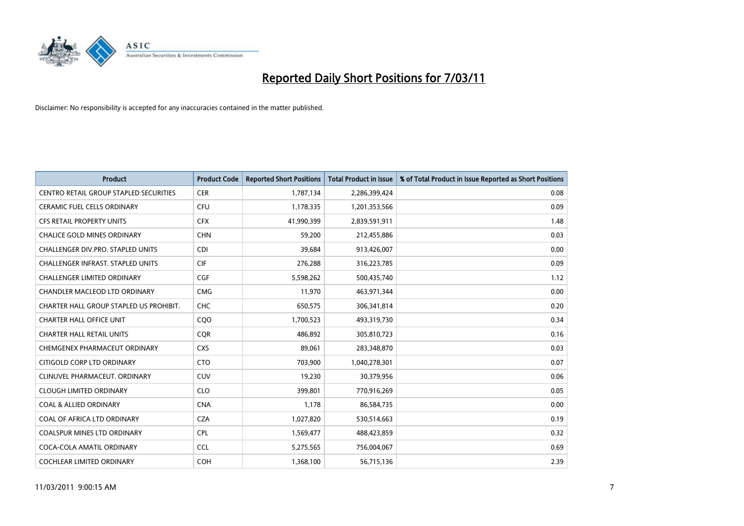# Reported Daily Short Positions for 7/03/11

Disclaimer: No responsibility is accepted for any inaccuracies contained in the matter published.

| Product | Product Code | Reported Short Positions | Total Product in Issue | % of Total Product in Issue Reported as Short Positions |
|---|---|---|---|---|
| CENTRO RETAIL GROUP STAPLED SECURITIES | CER | 1,787,134 | 2,286,399,424 | 0.08 |
| CERAMIC FUEL CELLS ORDINARY | CFU | 1,178,335 | 1,201,353,566 | 0.09 |
| CFS RETAIL PROPERTY UNITS | CFX | 41,990,399 | 2,839,591,911 | 1.48 |
| CHALICE GOLD MINES ORDINARY | CHN | 59,200 | 212,455,886 | 0.03 |
| CHALLENGER DIV.PRO. STAPLED UNITS | CDI | 39,684 | 913,426,007 | 0.00 |
| CHALLENGER INFRAST. STAPLED UNITS | CIF | 276,288 | 316,223,785 | 0.09 |
| CHALLENGER LIMITED ORDINARY | CGF | 5,598,262 | 500,435,740 | 1.12 |
| CHANDLER MACLEOD LTD ORDINARY | CMG | 11,970 | 463,971,344 | 0.00 |
| CHARTER HALL GROUP STAPLED US PROHIBIT. | CHC | 650,575 | 306,341,814 | 0.20 |
| CHARTER HALL OFFICE UNIT | CQO | 1,700,523 | 493,319,730 | 0.34 |
| CHARTER HALL RETAIL UNITS | CQR | 486,892 | 305,810,723 | 0.16 |
| CHEMGENEX PHARMACEUT ORDINARY | CXS | 89,061 | 283,348,870 | 0.03 |
| CITIGOLD CORP LTD ORDINARY | CTO | 703,900 | 1,040,278,301 | 0.07 |
| CLINUVEL PHARMACEUT. ORDINARY | CUV | 19,230 | 30,379,956 | 0.06 |
| CLOUGH LIMITED ORDINARY | CLO | 399,801 | 770,916,269 | 0.05 |
| COAL & ALLIED ORDINARY | CNA | 1,178 | 86,584,735 | 0.00 |
| COAL OF AFRICA LTD ORDINARY | CZA | 1,027,820 | 530,514,663 | 0.19 |
| COALSPUR MINES LTD ORDINARY | CPL | 1,569,477 | 488,423,859 | 0.32 |
| COCA-COLA AMATIL ORDINARY | CCL | 5,275,565 | 756,004,067 | 0.69 |
| COCHLEAR LIMITED ORDINARY | COH | 1,368,100 | 56,715,136 | 2.39 |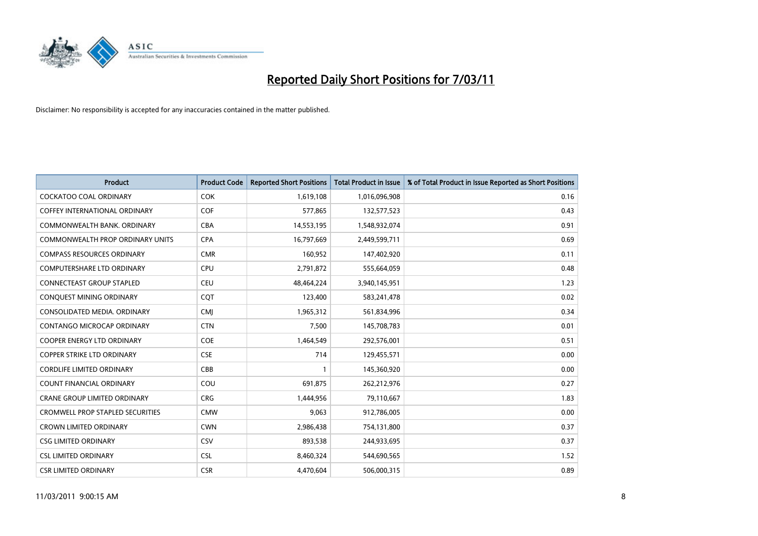# Reported Daily Short Positions for 7/03/11

Disclaimer: No responsibility is accepted for any inaccuracies contained in the matter published.

| Product | Product Code | Reported Short Positions | Total Product in Issue | % of Total Product in Issue Reported as Short Positions |
|---|---|---|---|---|
| COCKATOO COAL ORDINARY | COK | 1,619,108 | 1,016,096,908 | 0.16 |
| COFFEY INTERNATIONAL ORDINARY | COF | 577,865 | 132,577,523 | 0.43 |
| COMMONWEALTH BANK. ORDINARY | CBA | 14,553,195 | 1,548,932,074 | 0.91 |
| COMMONWEALTH PROP ORDINARY UNITS | CPA | 16,797,669 | 2,449,599,711 | 0.69 |
| COMPASS RESOURCES ORDINARY | CMR | 160,952 | 147,402,920 | 0.11 |
| COMPUTERSHARE LTD ORDINARY | CPU | 2,791,872 | 555,664,059 | 0.48 |
| CONNECTEAST GROUP STAPLED | CEU | 48,464,224 | 3,940,145,951 | 1.23 |
| CONQUEST MINING ORDINARY | CQT | 123,400 | 583,241,478 | 0.02 |
| CONSOLIDATED MEDIA. ORDINARY | CMJ | 1,965,312 | 561,834,996 | 0.34 |
| CONTANGO MICROCAP ORDINARY | CTN | 7,500 | 145,708,783 | 0.01 |
| COOPER ENERGY LTD ORDINARY | COE | 1,464,549 | 292,576,001 | 0.51 |
| COPPER STRIKE LTD ORDINARY | CSE | 714 | 129,455,571 | 0.00 |
| CORDLIFE LIMITED ORDINARY | CBB | 1 | 145,360,920 | 0.00 |
| COUNT FINANCIAL ORDINARY | COU | 691,875 | 262,212,976 | 0.27 |
| CRANE GROUP LIMITED ORDINARY | CRG | 1,444,956 | 79,110,667 | 1.83 |
| CROMWELL PROP STAPLED SECURITIES | CMW | 9,063 | 912,786,005 | 0.00 |
| CROWN LIMITED ORDINARY | CWN | 2,986,438 | 754,131,800 | 0.37 |
| CSG LIMITED ORDINARY | CSV | 893,538 | 244,933,695 | 0.37 |
| CSL LIMITED ORDINARY | CSL | 8,460,324 | 544,690,565 | 1.52 |
| CSR LIMITED ORDINARY | CSR | 4,470,604 | 506,000,315 | 0.89 |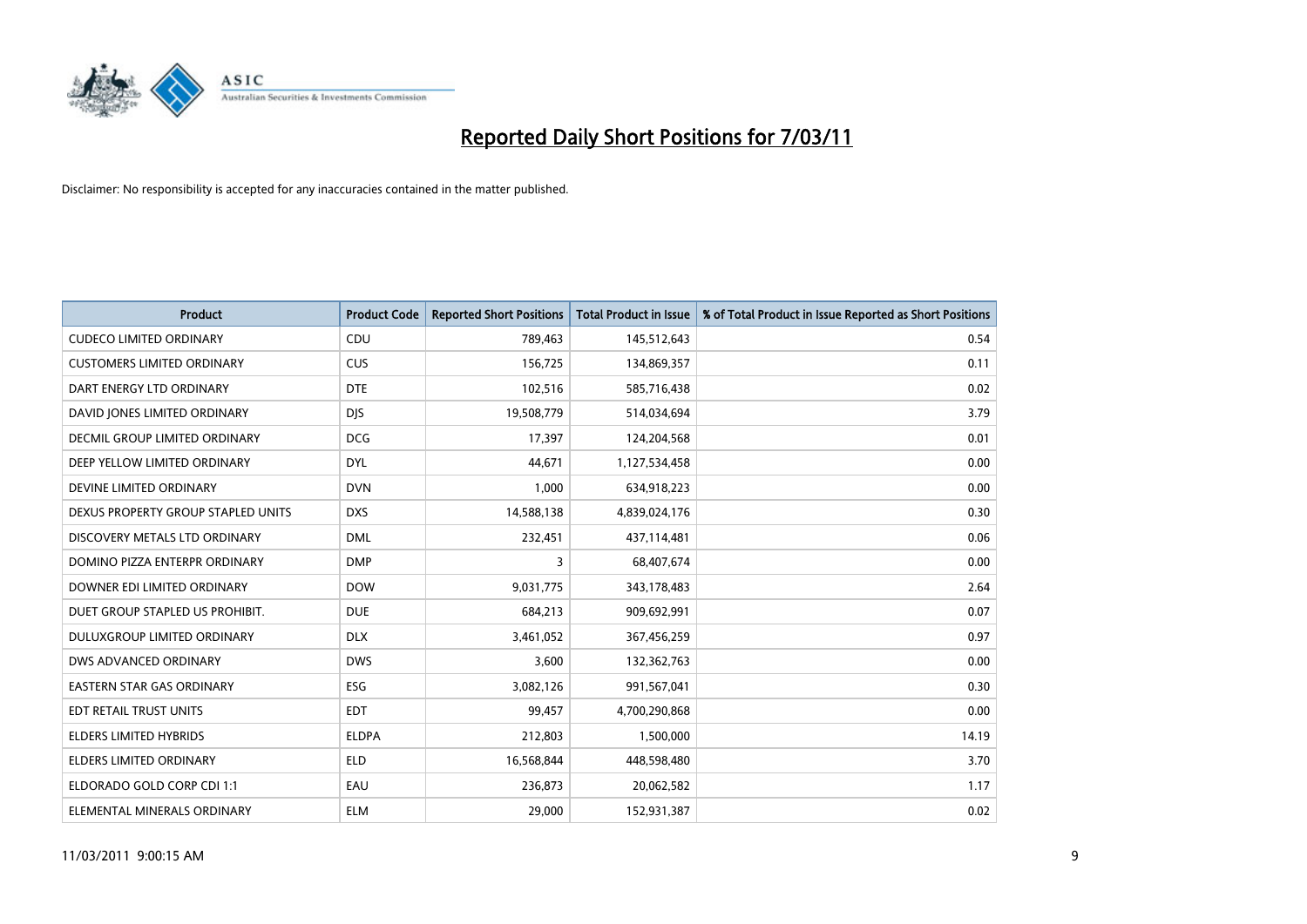# Reported Daily Short Positions for 7/03/11

Disclaimer: No responsibility is accepted for any inaccuracies contained in the matter published.

| Product | Product Code | Reported Short Positions | Total Product in Issue | % of Total Product in Issue Reported as Short Positions |
|---|---|---|---|---|
| CUDECO LIMITED ORDINARY | CDU | 789,463 | 145,512,643 | 0.54 |
| CUSTOMERS LIMITED ORDINARY | CUS | 156,725 | 134,869,357 | 0.11 |
| DART ENERGY LTD ORDINARY | DTE | 102,516 | 585,716,438 | 0.02 |
| DAVID JONES LIMITED ORDINARY | DJS | 19,508,779 | 514,034,694 | 3.79 |
| DECMIL GROUP LIMITED ORDINARY | DCG | 17,397 | 124,204,568 | 0.01 |
| DEEP YELLOW LIMITED ORDINARY | DYL | 44,671 | 1,127,534,458 | 0.00 |
| DEVINE LIMITED ORDINARY | DVN | 1,000 | 634,918,223 | 0.00 |
| DEXUS PROPERTY GROUP STAPLED UNITS | DXS | 14,588,138 | 4,839,024,176 | 0.30 |
| DISCOVERY METALS LTD ORDINARY | DML | 232,451 | 437,114,481 | 0.06 |
| DOMINO PIZZA ENTERPR ORDINARY | DMP | 3 | 68,407,674 | 0.00 |
| DOWNER EDI LIMITED ORDINARY | DOW | 9,031,775 | 343,178,483 | 2.64 |
| DUET GROUP STAPLED US PROHIBIT. | DUE | 684,213 | 909,692,991 | 0.07 |
| DULUXGROUP LIMITED ORDINARY | DLX | 3,461,052 | 367,456,259 | 0.97 |
| DWS ADVANCED ORDINARY | DWS | 3,600 | 132,362,763 | 0.00 |
| EASTERN STAR GAS ORDINARY | ESG | 3,082,126 | 991,567,041 | 0.30 |
| EDT RETAIL TRUST UNITS | EDT | 99,457 | 4,700,290,868 | 0.00 |
| ELDERS LIMITED HYBRIDS | ELDPA | 212,803 | 1,500,000 | 14.19 |
| ELDERS LIMITED ORDINARY | ELD | 16,568,844 | 448,598,480 | 3.70 |
| ELDORADO GOLD CORP CDI 1:1 | EAU | 236,873 | 20,062,582 | 1.17 |
| ELEMENTAL MINERALS ORDINARY | ELM | 29,000 | 152,931,387 | 0.02 |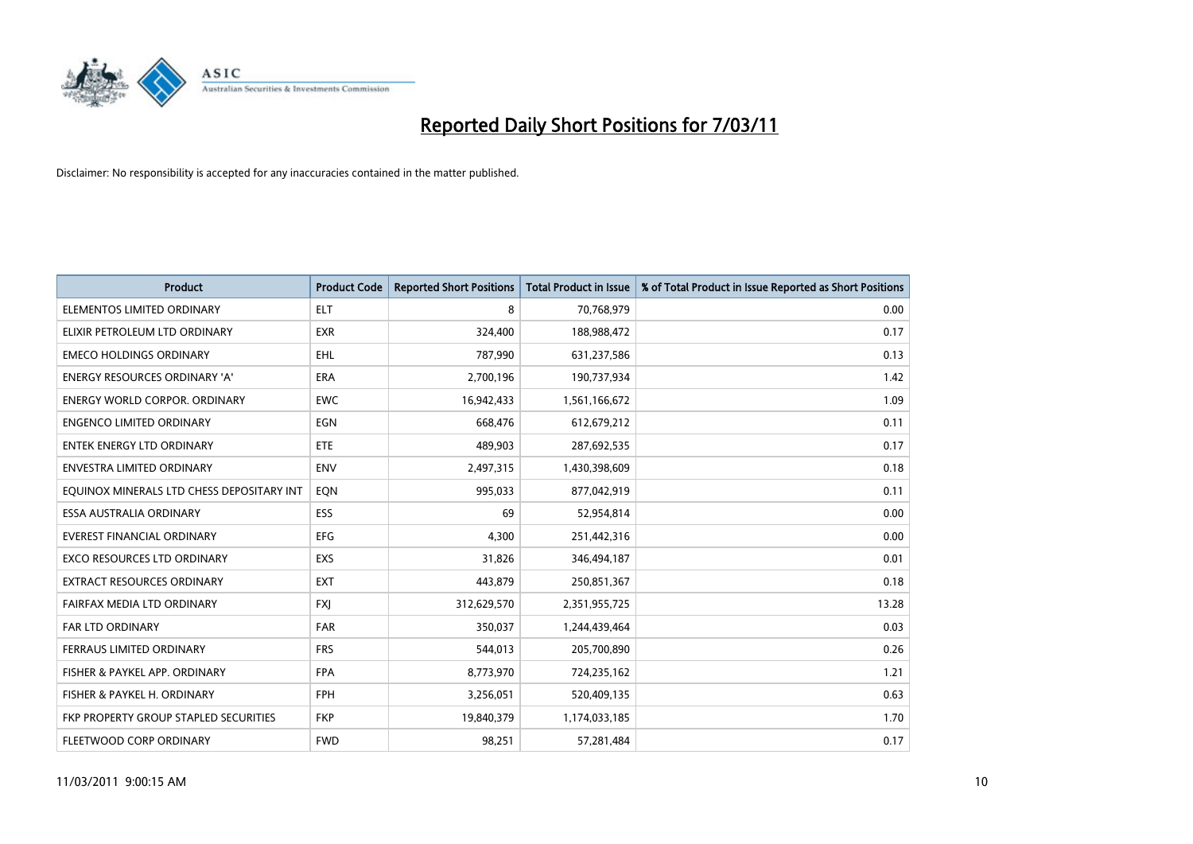# Reported Daily Short Positions for 7/03/11

Disclaimer: No responsibility is accepted for any inaccuracies contained in the matter published.

| Product | Product Code | Reported Short Positions | Total Product in Issue | % of Total Product in Issue Reported as Short Positions |
|---|---|---|---|---|
| ELEMENTOS LIMITED ORDINARY | ELT | 8 | 70,768,979 | 0.00 |
| ELIXIR PETROLEUM LTD ORDINARY | EXR | 324,400 | 188,988,472 | 0.17 |
| EMECO HOLDINGS ORDINARY | EHL | 787,990 | 631,237,586 | 0.13 |
| ENERGY RESOURCES ORDINARY 'A' | ERA | 2,700,196 | 190,737,934 | 1.42 |
| ENERGY WORLD CORPOR. ORDINARY | EWC | 16,942,433 | 1,561,166,672 | 1.09 |
| ENGENCO LIMITED ORDINARY | EGN | 668,476 | 612,679,212 | 0.11 |
| ENTEK ENERGY LTD ORDINARY | ETE | 489,903 | 287,692,535 | 0.17 |
| ENVESTRA LIMITED ORDINARY | ENV | 2,497,315 | 1,430,398,609 | 0.18 |
| EQUINOX MINERALS LTD CHESS DEPOSITARY INT | EQN | 995,033 | 877,042,919 | 0.11 |
| ESSA AUSTRALIA ORDINARY | ESS | 69 | 52,954,814 | 0.00 |
| EVEREST FINANCIAL ORDINARY | EFG | 4,300 | 251,442,316 | 0.00 |
| EXCO RESOURCES LTD ORDINARY | EXS | 31,826 | 346,494,187 | 0.01 |
| EXTRACT RESOURCES ORDINARY | EXT | 443,879 | 250,851,367 | 0.18 |
| FAIRFAX MEDIA LTD ORDINARY | FXJ | 312,629,570 | 2,351,955,725 | 13.28 |
| FAR LTD ORDINARY | FAR | 350,037 | 1,244,439,464 | 0.03 |
| FERRAUS LIMITED ORDINARY | FRS | 544,013 | 205,700,890 | 0.26 |
| FISHER & PAYKEL APP. ORDINARY | FPA | 8,773,970 | 724,235,162 | 1.21 |
| FISHER & PAYKEL H. ORDINARY | FPH | 3,256,051 | 520,409,135 | 0.63 |
| FKP PROPERTY GROUP STAPLED SECURITIES | FKP | 19,840,379 | 1,174,033,185 | 1.70 |
| FLEETWOOD CORP ORDINARY | FWD | 98,251 | 57,281,484 | 0.17 |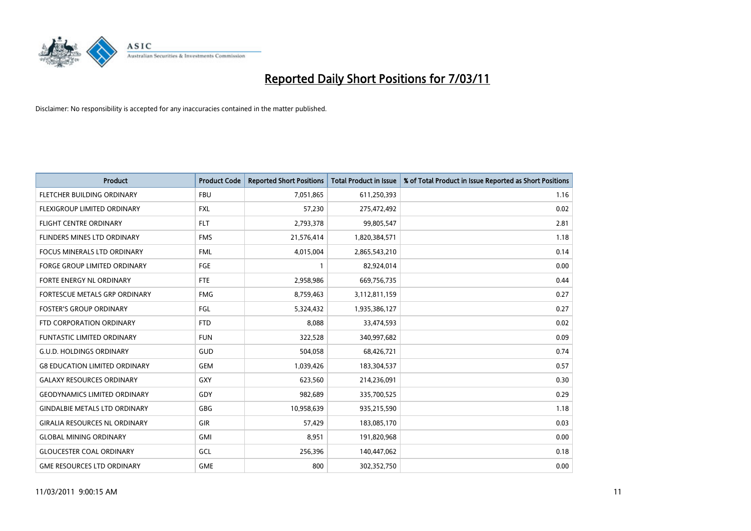# Reported Daily Short Positions for 7/03/11

Disclaimer: No responsibility is accepted for any inaccuracies contained in the matter published.

| Product | Product Code | Reported Short Positions | Total Product in Issue | % of Total Product in Issue Reported as Short Positions |
|---|---|---|---|---|
| FLETCHER BUILDING ORDINARY | FBU | 7,051,865 | 611,250,393 | 1.16 |
| FLEXIGROUP LIMITED ORDINARY | FXL | 57,230 | 275,472,492 | 0.02 |
| FLIGHT CENTRE ORDINARY | FLT | 2,793,378 | 99,805,547 | 2.81 |
| FLINDERS MINES LTD ORDINARY | FMS | 21,576,414 | 1,820,384,571 | 1.18 |
| FOCUS MINERALS LTD ORDINARY | FML | 4,015,004 | 2,865,543,210 | 0.14 |
| FORGE GROUP LIMITED ORDINARY | FGE | 1 | 82,924,014 | 0.00 |
| FORTE ENERGY NL ORDINARY | FTE | 2,958,986 | 669,756,735 | 0.44 |
| FORTESCUE METALS GRP ORDINARY | FMG | 8,759,463 | 3,112,811,159 | 0.27 |
| FOSTER'S GROUP ORDINARY | FGL | 5,324,432 | 1,935,386,127 | 0.27 |
| FTD CORPORATION ORDINARY | FTD | 8,088 | 33,474,593 | 0.02 |
| FUNTASTIC LIMITED ORDINARY | FUN | 322,528 | 340,997,682 | 0.09 |
| G.U.D. HOLDINGS ORDINARY | GUD | 504,058 | 68,426,721 | 0.74 |
| G8 EDUCATION LIMITED ORDINARY | GEM | 1,039,426 | 183,304,537 | 0.57 |
| GALAXY RESOURCES ORDINARY | GXY | 623,560 | 214,236,091 | 0.30 |
| GEODYNAMICS LIMITED ORDINARY | GDY | 982,689 | 335,700,525 | 0.29 |
| GINDALBIE METALS LTD ORDINARY | GBG | 10,958,639 | 935,215,590 | 1.18 |
| GIRALIA RESOURCES NL ORDINARY | GIR | 57,429 | 183,085,170 | 0.03 |
| GLOBAL MINING ORDINARY | GMI | 8,951 | 191,820,968 | 0.00 |
| GLOUCESTER COAL ORDINARY | GCL | 256,396 | 140,447,062 | 0.18 |
| GME RESOURCES LTD ORDINARY | GME | 800 | 302,352,750 | 0.00 |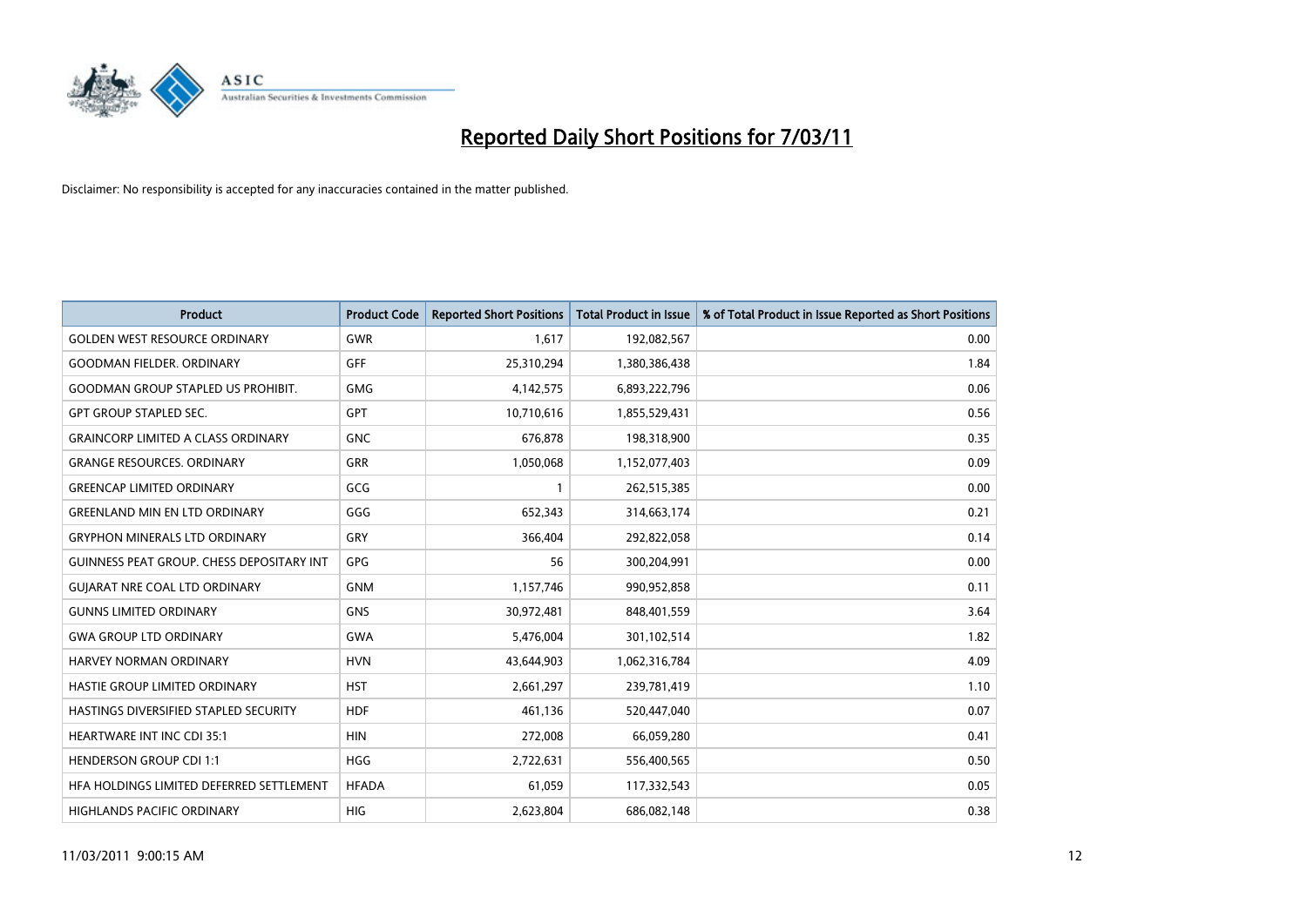# Reported Daily Short Positions for 7/03/11

Disclaimer: No responsibility is accepted for any inaccuracies contained in the matter published.

| Product | Product Code | Reported Short Positions | Total Product in Issue | % of Total Product in Issue Reported as Short Positions |
|---|---|---|---|---|
| GOLDEN WEST RESOURCE ORDINARY | GWR | 1,617 | 192,082,567 | 0.00 |
| GOODMAN FIELDER. ORDINARY | GFF | 25,310,294 | 1,380,386,438 | 1.84 |
| GOODMAN GROUP STAPLED US PROHIBIT. | GMG | 4,142,575 | 6,893,222,796 | 0.06 |
| GPT GROUP STAPLED SEC. | GPT | 10,710,616 | 1,855,529,431 | 0.56 |
| GRAINCORP LIMITED A CLASS ORDINARY | GNC | 676,878 | 198,318,900 | 0.35 |
| GRANGE RESOURCES. ORDINARY | GRR | 1,050,068 | 1,152,077,403 | 0.09 |
| GREENCAP LIMITED ORDINARY | GCG | 1 | 262,515,385 | 0.00 |
| GREENLAND MIN EN LTD ORDINARY | GGG | 652,343 | 314,663,174 | 0.21 |
| GRYPHON MINERALS LTD ORDINARY | GRY | 366,404 | 292,822,058 | 0.14 |
| GUINNESS PEAT GROUP. CHESS DEPOSITARY INT | GPG | 56 | 300,204,991 | 0.00 |
| GUJARAT NRE COAL LTD ORDINARY | GNM | 1,157,746 | 990,952,858 | 0.11 |
| GUNNS LIMITED ORDINARY | GNS | 30,972,481 | 848,401,559 | 3.64 |
| GWA GROUP LTD ORDINARY | GWA | 5,476,004 | 301,102,514 | 1.82 |
| HARVEY NORMAN ORDINARY | HVN | 43,644,903 | 1,062,316,784 | 4.09 |
| HASTIE GROUP LIMITED ORDINARY | HST | 2,661,297 | 239,781,419 | 1.10 |
| HASTINGS DIVERSIFIED STAPLED SECURITY | HDF | 461,136 | 520,447,040 | 0.07 |
| HEARTWARE INT INC CDI 35:1 | HIN | 272,008 | 66,059,280 | 0.41 |
| HENDERSON GROUP CDI 1:1 | HGG | 2,722,631 | 556,400,565 | 0.50 |
| HFA HOLDINGS LIMITED DEFERRED SETTLEMENT | HFADA | 61,059 | 117,332,543 | 0.05 |
| HIGHLANDS PACIFIC ORDINARY | HIG | 2,623,804 | 686,082,148 | 0.38 |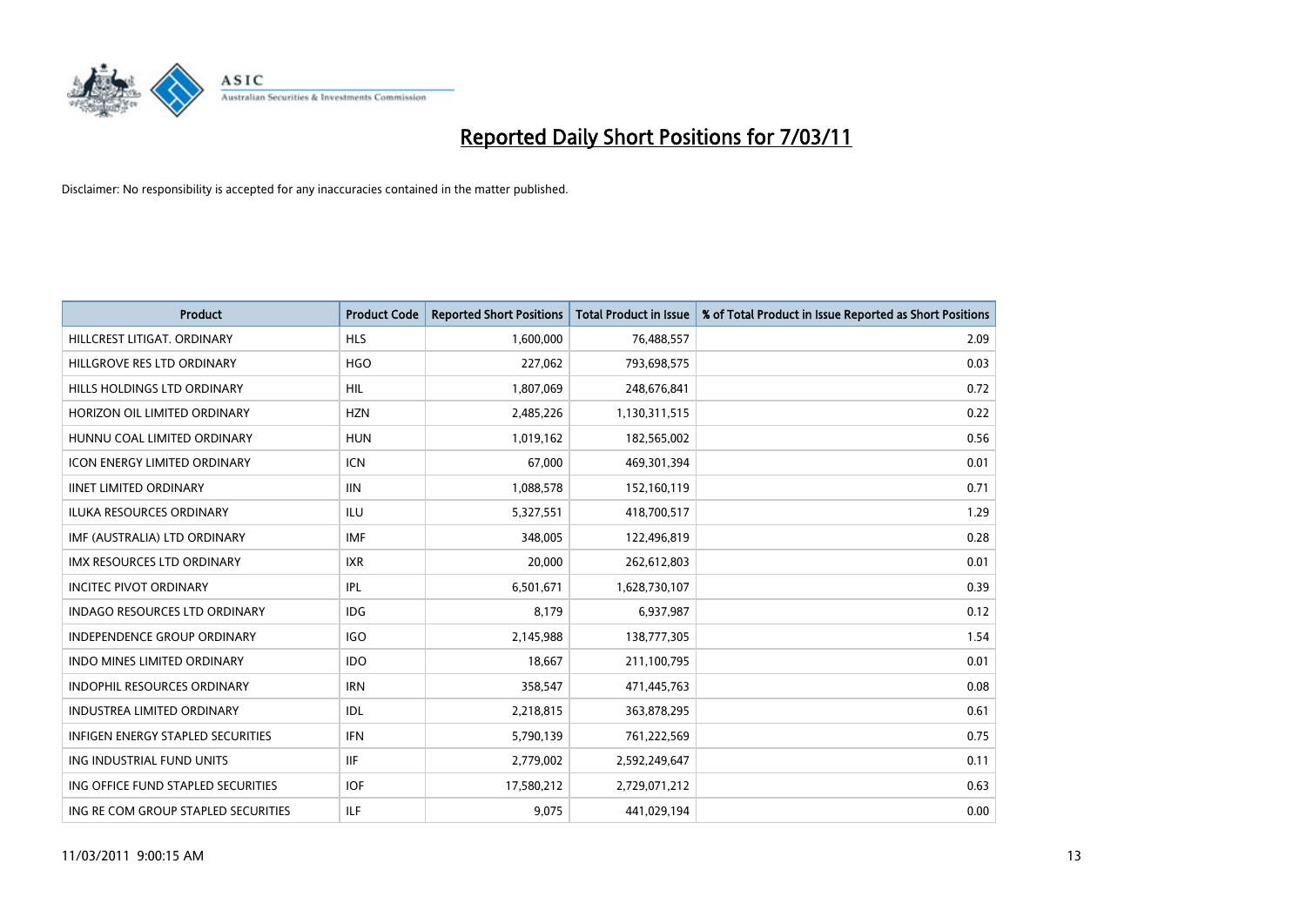# Reported Daily Short Positions for 7/03/11

Disclaimer: No responsibility is accepted for any inaccuracies contained in the matter published.

| Product | Product Code | Reported Short Positions | Total Product in Issue | % of Total Product in Issue Reported as Short Positions |
|---|---|---|---|---|
| HILLCREST LITIGAT. ORDINARY | HLS | 1,600,000 | 76,488,557 | 2.09 |
| HILLGROVE RES LTD ORDINARY | HGO | 227,062 | 793,698,575 | 0.03 |
| HILLS HOLDINGS LTD ORDINARY | HIL | 1,807,069 | 248,676,841 | 0.72 |
| HORIZON OIL LIMITED ORDINARY | HZN | 2,485,226 | 1,130,311,515 | 0.22 |
| HUNNU COAL LIMITED ORDINARY | HUN | 1,019,162 | 182,565,002 | 0.56 |
| ICON ENERGY LIMITED ORDINARY | ICN | 67,000 | 469,301,394 | 0.01 |
| IINET LIMITED ORDINARY | IIN | 1,088,578 | 152,160,119 | 0.71 |
| ILUKA RESOURCES ORDINARY | ILU | 5,327,551 | 418,700,517 | 1.29 |
| IMF (AUSTRALIA) LTD ORDINARY | IMF | 348,005 | 122,496,819 | 0.28 |
| IMX RESOURCES LTD ORDINARY | IXR | 20,000 | 262,612,803 | 0.01 |
| INCITEC PIVOT ORDINARY | IPL | 6,501,671 | 1,628,730,107 | 0.39 |
| INDAGO RESOURCES LTD ORDINARY | IDG | 8,179 | 6,937,987 | 0.12 |
| INDEPENDENCE GROUP ORDINARY | IGO | 2,145,988 | 138,777,305 | 1.54 |
| INDO MINES LIMITED ORDINARY | IDO | 18,667 | 211,100,795 | 0.01 |
| INDOPHIL RESOURCES ORDINARY | IRN | 358,547 | 471,445,763 | 0.08 |
| INDUSTREA LIMITED ORDINARY | IDL | 2,218,815 | 363,878,295 | 0.61 |
| INFIGEN ENERGY STAPLED SECURITIES | IFN | 5,790,139 | 761,222,569 | 0.75 |
| ING INDUSTRIAL FUND UNITS | IIF | 2,779,002 | 2,592,249,647 | 0.11 |
| ING OFFICE FUND STAPLED SECURITIES | IOF | 17,580,212 | 2,729,071,212 | 0.63 |
| ING RE COM GROUP STAPLED SECURITIES | ILF | 9,075 | 441,029,194 | 0.00 |

11/03/2011 9:00:15 AM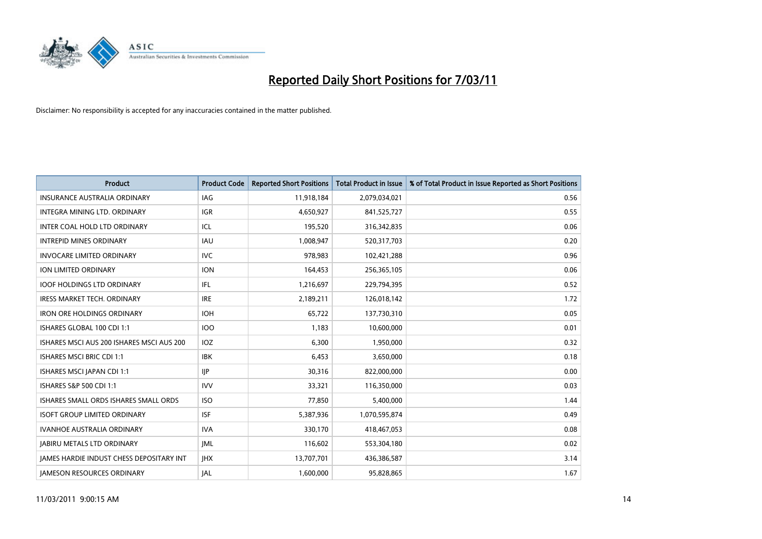# Reported Daily Short Positions for 7/03/11

Disclaimer: No responsibility is accepted for any inaccuracies contained in the matter published.

| Product | Product Code | Reported Short Positions | Total Product in Issue | % of Total Product in Issue Reported as Short Positions |
|---|---|---|---|---|
| INSURANCE AUSTRALIA ORDINARY | IAG | 11,918,184 | 2,079,034,021 | 0.56 |
| INTEGRA MINING LTD. ORDINARY | IGR | 4,650,927 | 841,525,727 | 0.55 |
| INTER COAL HOLD LTD ORDINARY | ICL | 195,520 | 316,342,835 | 0.06 |
| INTREPID MINES ORDINARY | IAU | 1,008,947 | 520,317,703 | 0.20 |
| INVOCARE LIMITED ORDINARY | IVC | 978,983 | 102,421,288 | 0.96 |
| ION LIMITED ORDINARY | ION | 164,453 | 256,365,105 | 0.06 |
| IOOF HOLDINGS LTD ORDINARY | IFL | 1,216,697 | 229,794,395 | 0.52 |
| IRESS MARKET TECH. ORDINARY | IRE | 2,189,211 | 126,018,142 | 1.72 |
| IRON ORE HOLDINGS ORDINARY | IOH | 65,722 | 137,730,310 | 0.05 |
| ISHARES GLOBAL 100 CDI 1:1 | IOO | 1,183 | 10,600,000 | 0.01 |
| ISHARES MSCI AUS 200 ISHARES MSCI AUS 200 | IOZ | 6,300 | 1,950,000 | 0.32 |
| ISHARES MSCI BRIC CDI 1:1 | IBK | 6,453 | 3,650,000 | 0.18 |
| ISHARES MSCI JAPAN CDI 1:1 | IJP | 30,316 | 822,000,000 | 0.00 |
| ISHARES S&P 500 CDI 1:1 | IVV | 33,321 | 116,350,000 | 0.03 |
| ISHARES SMALL ORDS ISHARES SMALL ORDS | ISO | 77,850 | 5,400,000 | 1.44 |
| ISOFT GROUP LIMITED ORDINARY | ISF | 5,387,936 | 1,070,595,874 | 0.49 |
| IVANHOE AUSTRALIA ORDINARY | IVA | 330,170 | 418,467,053 | 0.08 |
| JABIRU METALS LTD ORDINARY | JML | 116,602 | 553,304,180 | 0.02 |
| JAMES HARDIE INDUST CHESS DEPOSITARY INT | JHX | 13,707,701 | 436,386,587 | 3.14 |
| JAMESON RESOURCES ORDINARY | JAL | 1,600,000 | 95,828,865 | 1.67 |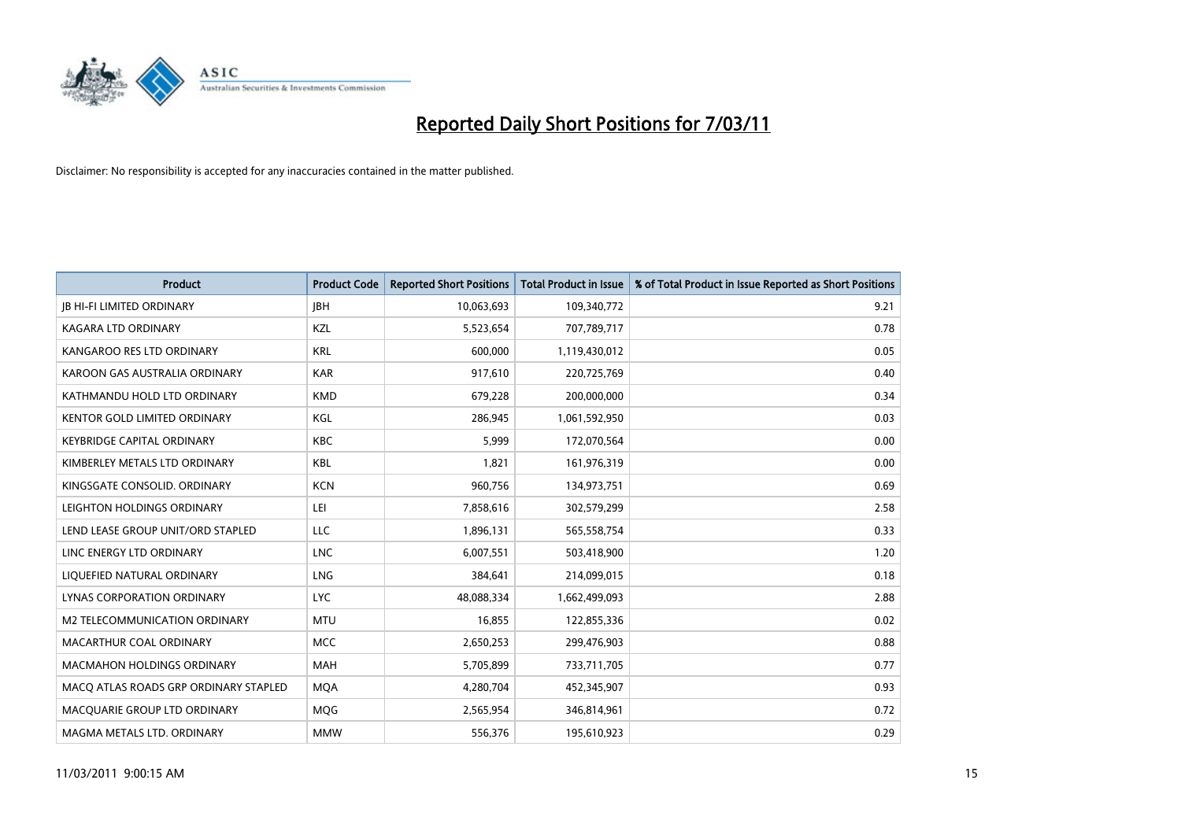# Reported Daily Short Positions for 7/03/11

Disclaimer: No responsibility is accepted for any inaccuracies contained in the matter published.

| Product | Product Code | Reported Short Positions | Total Product in Issue | % of Total Product in Issue Reported as Short Positions |
|---|---|---|---|---|
| JB HI-FI LIMITED ORDINARY | JBH | 10,063,693 | 109,340,772 | 9.21 |
| KAGARA LTD ORDINARY | KZL | 5,523,654 | 707,789,717 | 0.78 |
| KANGAROO RES LTD ORDINARY | KRL | 600,000 | 1,119,430,012 | 0.05 |
| KAROON GAS AUSTRALIA ORDINARY | KAR | 917,610 | 220,725,769 | 0.40 |
| KATHMANDU HOLD LTD ORDINARY | KMD | 679,228 | 200,000,000 | 0.34 |
| KENTOR GOLD LIMITED ORDINARY | KGL | 286,945 | 1,061,592,950 | 0.03 |
| KEYBRIDGE CAPITAL ORDINARY | KBC | 5,999 | 172,070,564 | 0.00 |
| KIMBERLEY METALS LTD ORDINARY | KBL | 1,821 | 161,976,319 | 0.00 |
| KINGSGATE CONSOLID. ORDINARY | KCN | 960,756 | 134,973,751 | 0.69 |
| LEIGHTON HOLDINGS ORDINARY | LEI | 7,858,616 | 302,579,299 | 2.58 |
| LEND LEASE GROUP UNIT/ORD STAPLED | LLC | 1,896,131 | 565,558,754 | 0.33 |
| LINC ENERGY LTD ORDINARY | LNC | 6,007,551 | 503,418,900 | 1.20 |
| LIQUEFIED NATURAL ORDINARY | LNG | 384,641 | 214,099,015 | 0.18 |
| LYNAS CORPORATION ORDINARY | LYC | 48,088,334 | 1,662,499,093 | 2.88 |
| M2 TELECOMMUNICATION ORDINARY | MTU | 16,855 | 122,855,336 | 0.02 |
| MACARTHUR COAL ORDINARY | MCC | 2,650,253 | 299,476,903 | 0.88 |
| MACMAHON HOLDINGS ORDINARY | MAH | 5,705,899 | 733,711,705 | 0.77 |
| MACQ ATLAS ROADS GRP ORDINARY STAPLED | MQA | 4,280,704 | 452,345,907 | 0.93 |
| MACQUARIE GROUP LTD ORDINARY | MQG | 2,565,954 | 346,814,961 | 0.72 |
| MAGMA METALS LTD. ORDINARY | MMW | 556,376 | 195,610,923 | 0.29 |

11/03/2011 9:00:15 AM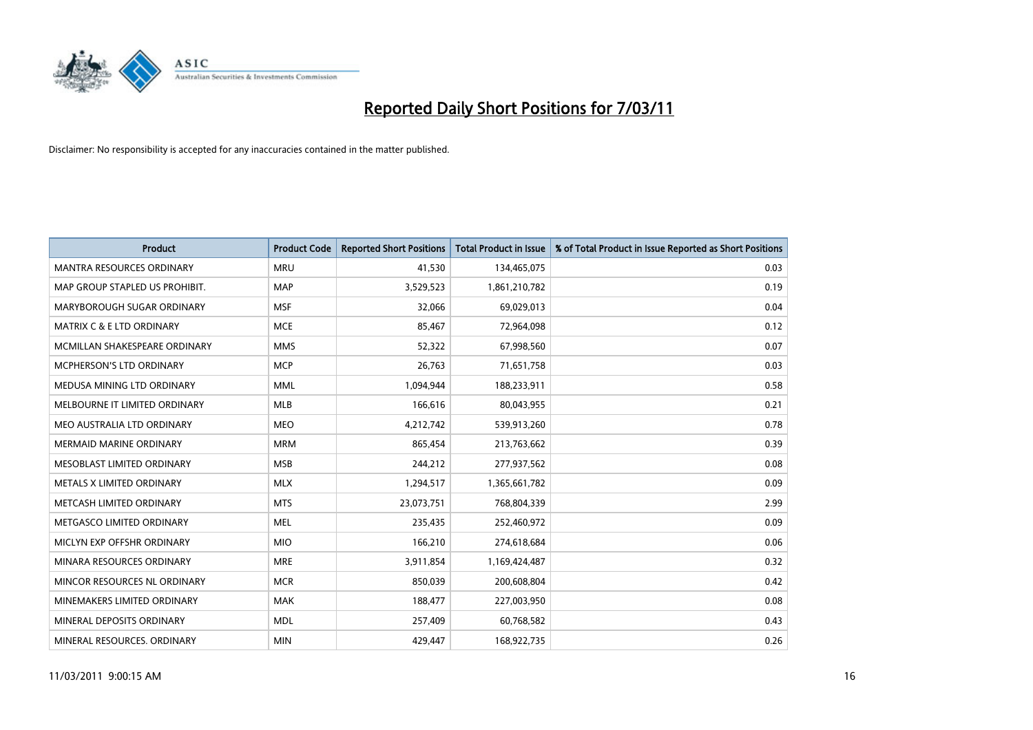# Reported Daily Short Positions for 7/03/11

Disclaimer: No responsibility is accepted for any inaccuracies contained in the matter published.

| Product | Product Code | Reported Short Positions | Total Product in Issue | % of Total Product in Issue Reported as Short Positions |
|---|---|---|---|---|
| MANTRA RESOURCES ORDINARY | MRU | 41,530 | 134,465,075 | 0.03 |
| MAP GROUP STAPLED US PROHIBIT. | MAP | 3,529,523 | 1,861,210,782 | 0.19 |
| MARYBOROUGH SUGAR ORDINARY | MSF | 32,066 | 69,029,013 | 0.04 |
| MATRIX C & E LTD ORDINARY | MCE | 85,467 | 72,964,098 | 0.12 |
| MCMILLAN SHAKESPEARE ORDINARY | MMS | 52,322 | 67,998,560 | 0.07 |
| MCPHERSON'S LTD ORDINARY | MCP | 26,763 | 71,651,758 | 0.03 |
| MEDUSA MINING LTD ORDINARY | MML | 1,094,944 | 188,233,911 | 0.58 |
| MELBOURNE IT LIMITED ORDINARY | MLB | 166,616 | 80,043,955 | 0.21 |
| MEO AUSTRALIA LTD ORDINARY | MEO | 4,212,742 | 539,913,260 | 0.78 |
| MERMAID MARINE ORDINARY | MRM | 865,454 | 213,763,662 | 0.39 |
| MESOBLAST LIMITED ORDINARY | MSB | 244,212 | 277,937,562 | 0.08 |
| METALS X LIMITED ORDINARY | MLX | 1,294,517 | 1,365,661,782 | 0.09 |
| METCASH LIMITED ORDINARY | MTS | 23,073,751 | 768,804,339 | 2.99 |
| METGASCO LIMITED ORDINARY | MEL | 235,435 | 252,460,972 | 0.09 |
| MICLYN EXP OFFSHR ORDINARY | MIO | 166,210 | 274,618,684 | 0.06 |
| MINARA RESOURCES ORDINARY | MRE | 3,911,854 | 1,169,424,487 | 0.32 |
| MINCOR RESOURCES NL ORDINARY | MCR | 850,039 | 200,608,804 | 0.42 |
| MINEMAKERS LIMITED ORDINARY | MAK | 188,477 | 227,003,950 | 0.08 |
| MINERAL DEPOSITS ORDINARY | MDL | 257,409 | 60,768,582 | 0.43 |
| MINERAL RESOURCES. ORDINARY | MIN | 429,447 | 168,922,735 | 0.26 |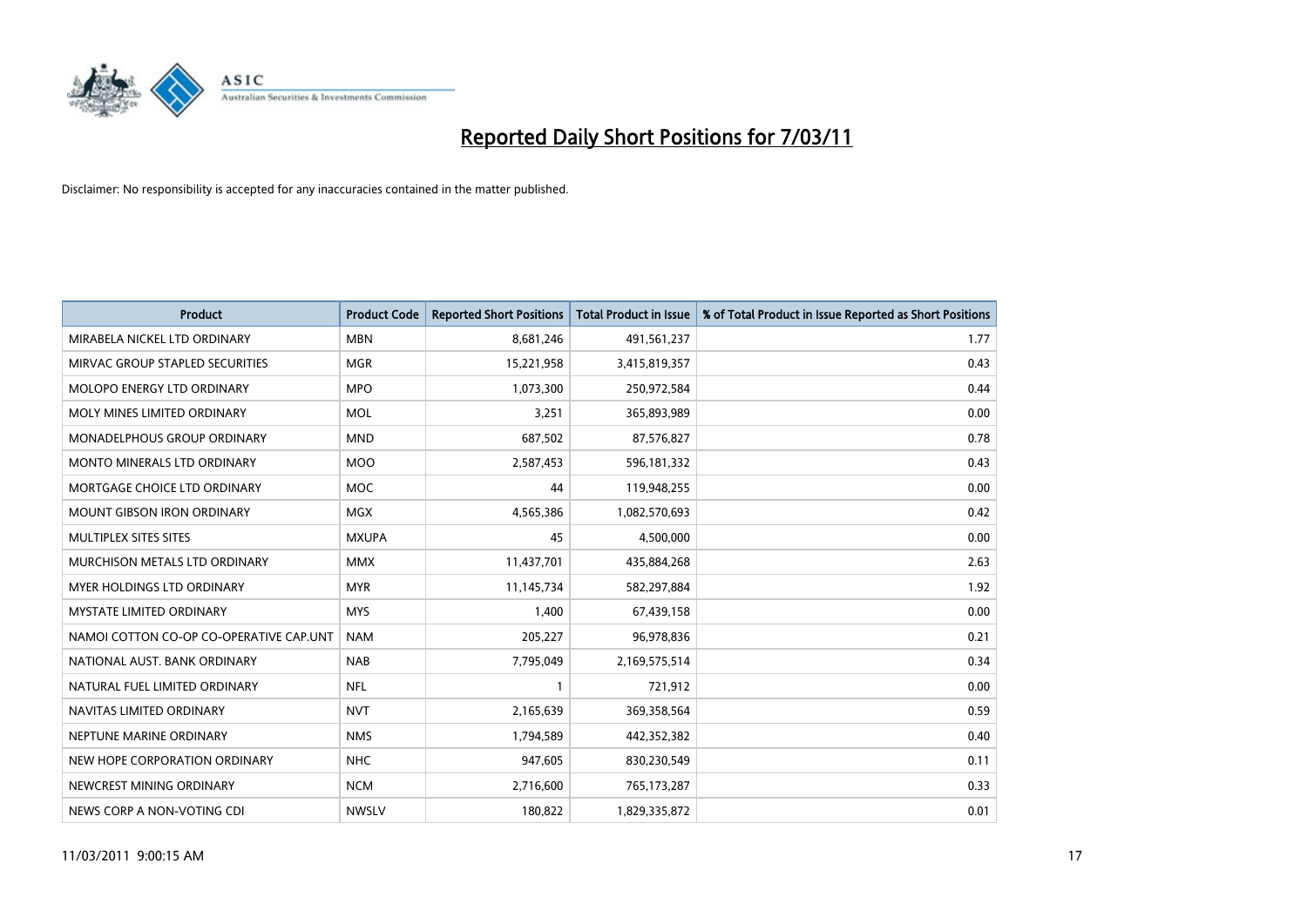# Reported Daily Short Positions for 7/03/11

Disclaimer: No responsibility is accepted for any inaccuracies contained in the matter published.

| Product | Product Code | Reported Short Positions | Total Product in Issue | % of Total Product in Issue Reported as Short Positions |
| --- | --- | --- | --- | --- |
| MIRABELA NICKEL LTD ORDINARY | MBN | 8,681,246 | 491,561,237 | 1.77 |
| MIRVAC GROUP STAPLED SECURITIES | MGR | 15,221,958 | 3,415,819,357 | 0.43 |
| MOLOPO ENERGY LTD ORDINARY | MPO | 1,073,300 | 250,972,584 | 0.44 |
| MOLY MINES LIMITED ORDINARY | MOL | 3,251 | 365,893,989 | 0.00 |
| MONADELPHOUS GROUP ORDINARY | MND | 687,502 | 87,576,827 | 0.78 |
| MONTO MINERALS LTD ORDINARY | MOO | 2,587,453 | 596,181,332 | 0.43 |
| MORTGAGE CHOICE LTD ORDINARY | MOC | 44 | 119,948,255 | 0.00 |
| MOUNT GIBSON IRON ORDINARY | MGX | 4,565,386 | 1,082,570,693 | 0.42 |
| MULTIPLEX SITES SITES | MXUPA | 45 | 4,500,000 | 0.00 |
| MURCHISON METALS LTD ORDINARY | MMX | 11,437,701 | 435,884,268 | 2.63 |
| MYER HOLDINGS LTD ORDINARY | MYR | 11,145,734 | 582,297,884 | 1.92 |
| MYSTATE LIMITED ORDINARY | MYS | 1,400 | 67,439,158 | 0.00 |
| NAMOI COTTON CO-OP CO-OPERATIVE CAP.UNT | NAM | 205,227 | 96,978,836 | 0.21 |
| NATIONAL AUST. BANK ORDINARY | NAB | 7,795,049 | 2,169,575,514 | 0.34 |
| NATURAL FUEL LIMITED ORDINARY | NFL | 1 | 721,912 | 0.00 |
| NAVITAS LIMITED ORDINARY | NVT | 2,165,639 | 369,358,564 | 0.59 |
| NEPTUNE MARINE ORDINARY | NMS | 1,794,589 | 442,352,382 | 0.40 |
| NEW HOPE CORPORATION ORDINARY | NHC | 947,605 | 830,230,549 | 0.11 |
| NEWCREST MINING ORDINARY | NCM | 2,716,600 | 765,173,287 | 0.33 |
| NEWS CORP A NON-VOTING CDI | NWSLV | 180,822 | 1,829,335,872 | 0.01 |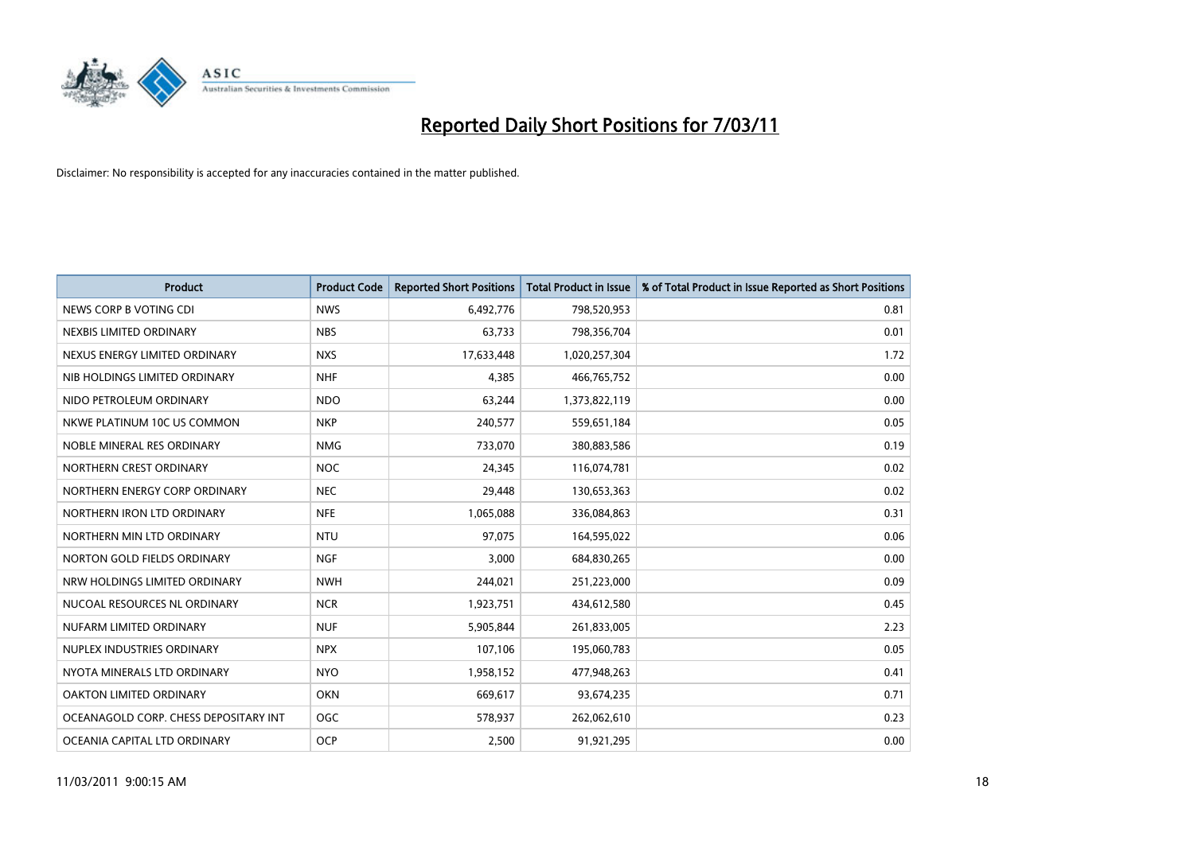# Reported Daily Short Positions for 7/03/11

Disclaimer: No responsibility is accepted for any inaccuracies contained in the matter published.

| Product | Product Code | Reported Short Positions | Total Product in Issue | % of Total Product in Issue Reported as Short Positions |
|---|---|---|---|---|
| NEWS CORP B VOTING CDI | NWS | 6,492,776 | 798,520,953 | 0.81 |
| NEXBIS LIMITED ORDINARY | NBS | 63,733 | 798,356,704 | 0.01 |
| NEXUS ENERGY LIMITED ORDINARY | NXS | 17,633,448 | 1,020,257,304 | 1.72 |
| NIB HOLDINGS LIMITED ORDINARY | NHF | 4,385 | 466,765,752 | 0.00 |
| NIDO PETROLEUM ORDINARY | NDO | 63,244 | 1,373,822,119 | 0.00 |
| NKWE PLATINUM 10C US COMMON | NKP | 240,577 | 559,651,184 | 0.05 |
| NOBLE MINERAL RES ORDINARY | NMG | 733,070 | 380,883,586 | 0.19 |
| NORTHERN CREST ORDINARY | NOC | 24,345 | 116,074,781 | 0.02 |
| NORTHERN ENERGY CORP ORDINARY | NEC | 29,448 | 130,653,363 | 0.02 |
| NORTHERN IRON LTD ORDINARY | NFE | 1,065,088 | 336,084,863 | 0.31 |
| NORTHERN MIN LTD ORDINARY | NTU | 97,075 | 164,595,022 | 0.06 |
| NORTON GOLD FIELDS ORDINARY | NGF | 3,000 | 684,830,265 | 0.00 |
| NRW HOLDINGS LIMITED ORDINARY | NWH | 244,021 | 251,223,000 | 0.09 |
| NUCOAL RESOURCES NL ORDINARY | NCR | 1,923,751 | 434,612,580 | 0.45 |
| NUFARM LIMITED ORDINARY | NUF | 5,905,844 | 261,833,005 | 2.23 |
| NUPLEX INDUSTRIES ORDINARY | NPX | 107,106 | 195,060,783 | 0.05 |
| NYOTA MINERALS LTD ORDINARY | NYO | 1,958,152 | 477,948,263 | 0.41 |
| OAKTON LIMITED ORDINARY | OKN | 669,617 | 93,674,235 | 0.71 |
| OCEANAGOLD CORP. CHESS DEPOSITARY INT | OGC | 578,937 | 262,062,610 | 0.23 |
| OCEANIA CAPITAL LTD ORDINARY | OCP | 2,500 | 91,921,295 | 0.00 |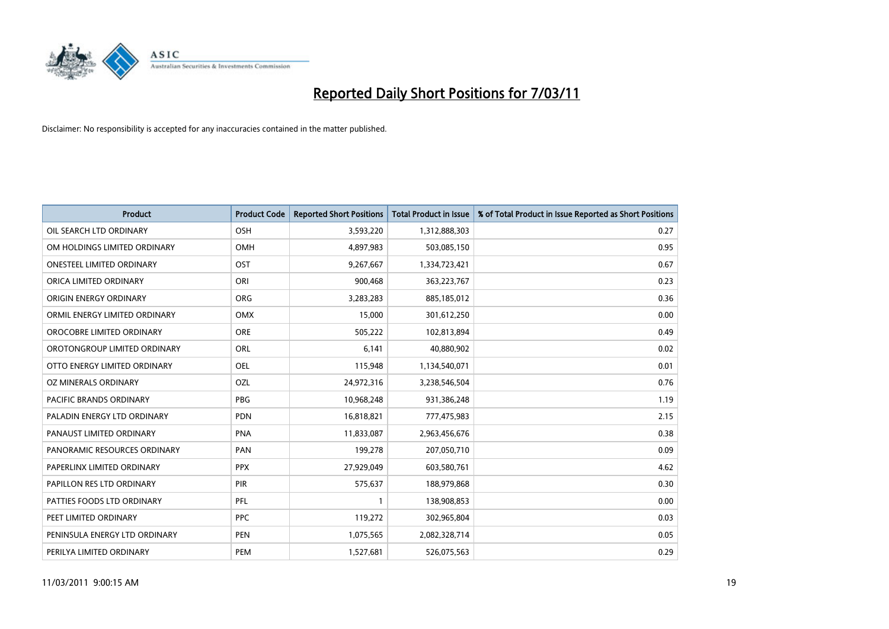# Reported Daily Short Positions for 7/03/11

Disclaimer: No responsibility is accepted for any inaccuracies contained in the matter published.

| Product | Product Code | Reported Short Positions | Total Product in Issue | % of Total Product in Issue Reported as Short Positions |
|---|---|---|---|---|
| OIL SEARCH LTD ORDINARY | OSH | 3,593,220 | 1,312,888,303 | 0.27 |
| OM HOLDINGS LIMITED ORDINARY | OMH | 4,897,983 | 503,085,150 | 0.95 |
| ONESTEEL LIMITED ORDINARY | OST | 9,267,667 | 1,334,723,421 | 0.67 |
| ORICA LIMITED ORDINARY | ORI | 900,468 | 363,223,767 | 0.23 |
| ORIGIN ENERGY ORDINARY | ORG | 3,283,283 | 885,185,012 | 0.36 |
| ORMIL ENERGY LIMITED ORDINARY | OMX | 15,000 | 301,612,250 | 0.00 |
| OROCOBRE LIMITED ORDINARY | ORE | 505,222 | 102,813,894 | 0.49 |
| OROTONGROUP LIMITED ORDINARY | ORL | 6,141 | 40,880,902 | 0.02 |
| OTTO ENERGY LIMITED ORDINARY | OEL | 115,948 | 1,134,540,071 | 0.01 |
| OZ MINERALS ORDINARY | OZL | 24,972,316 | 3,238,546,504 | 0.76 |
| PACIFIC BRANDS ORDINARY | PBG | 10,968,248 | 931,386,248 | 1.19 |
| PALADIN ENERGY LTD ORDINARY | PDN | 16,818,821 | 777,475,983 | 2.15 |
| PANAUST LIMITED ORDINARY | PNA | 11,833,087 | 2,963,456,676 | 0.38 |
| PANORAMIC RESOURCES ORDINARY | PAN | 199,278 | 207,050,710 | 0.09 |
| PAPERLINX LIMITED ORDINARY | PPX | 27,929,049 | 603,580,761 | 4.62 |
| PAPILLON RES LTD ORDINARY | PIR | 575,637 | 188,979,868 | 0.30 |
| PATTIES FOODS LTD ORDINARY | PFL | 1 | 138,908,853 | 0.00 |
| PEET LIMITED ORDINARY | PPC | 119,272 | 302,965,804 | 0.03 |
| PENINSULA ENERGY LTD ORDINARY | PEN | 1,075,565 | 2,082,328,714 | 0.05 |
| PERILYA LIMITED ORDINARY | PEM | 1,527,681 | 526,075,563 | 0.29 |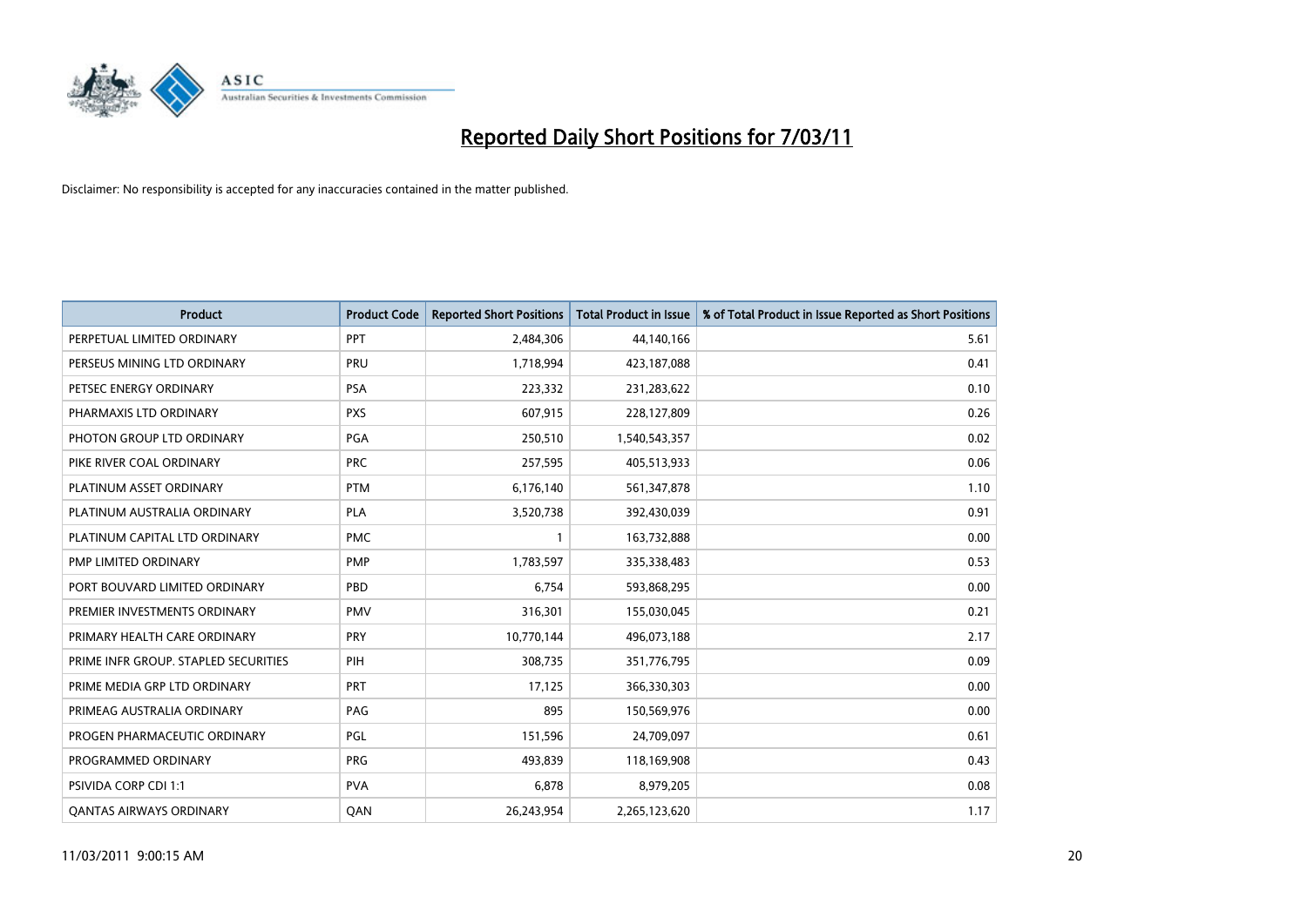# Reported Daily Short Positions for 7/03/11

Disclaimer: No responsibility is accepted for any inaccuracies contained in the matter published.

| Product | Product Code | Reported Short Positions | Total Product in Issue | % of Total Product in Issue Reported as Short Positions |
|---|---|---|---|---|
| PERPETUAL LIMITED ORDINARY | PPT | 2,484,306 | 44,140,166 | 5.61 |
| PERSEUS MINING LTD ORDINARY | PRU | 1,718,994 | 423,187,088 | 0.41 |
| PETSEC ENERGY ORDINARY | PSA | 223,332 | 231,283,622 | 0.10 |
| PHARMAXIS LTD ORDINARY | PXS | 607,915 | 228,127,809 | 0.26 |
| PHOTON GROUP LTD ORDINARY | PGA | 250,510 | 1,540,543,357 | 0.02 |
| PIKE RIVER COAL ORDINARY | PRC | 257,595 | 405,513,933 | 0.06 |
| PLATINUM ASSET ORDINARY | PTM | 6,176,140 | 561,347,878 | 1.10 |
| PLATINUM AUSTRALIA ORDINARY | PLA | 3,520,738 | 392,430,039 | 0.91 |
| PLATINUM CAPITAL LTD ORDINARY | PMC | 1 | 163,732,888 | 0.00 |
| PMP LIMITED ORDINARY | PMP | 1,783,597 | 335,338,483 | 0.53 |
| PORT BOUVARD LIMITED ORDINARY | PBD | 6,754 | 593,868,295 | 0.00 |
| PREMIER INVESTMENTS ORDINARY | PMV | 316,301 | 155,030,045 | 0.21 |
| PRIMARY HEALTH CARE ORDINARY | PRY | 10,770,144 | 496,073,188 | 2.17 |
| PRIME INFR GROUP. STAPLED SECURITIES | PIH | 308,735 | 351,776,795 | 0.09 |
| PRIME MEDIA GRP LTD ORDINARY | PRT | 17,125 | 366,330,303 | 0.00 |
| PRIMEAG AUSTRALIA ORDINARY | PAG | 895 | 150,569,976 | 0.00 |
| PROGEN PHARMACEUTIC ORDINARY | PGL | 151,596 | 24,709,097 | 0.61 |
| PROGRAMMED ORDINARY | PRG | 493,839 | 118,169,908 | 0.43 |
| PSIVIDA CORP CDI 1:1 | PVA | 6,878 | 8,979,205 | 0.08 |
| QANTAS AIRWAYS ORDINARY | QAN | 26,243,954 | 2,265,123,620 | 1.17 |

11/03/2011 9:00:15 AM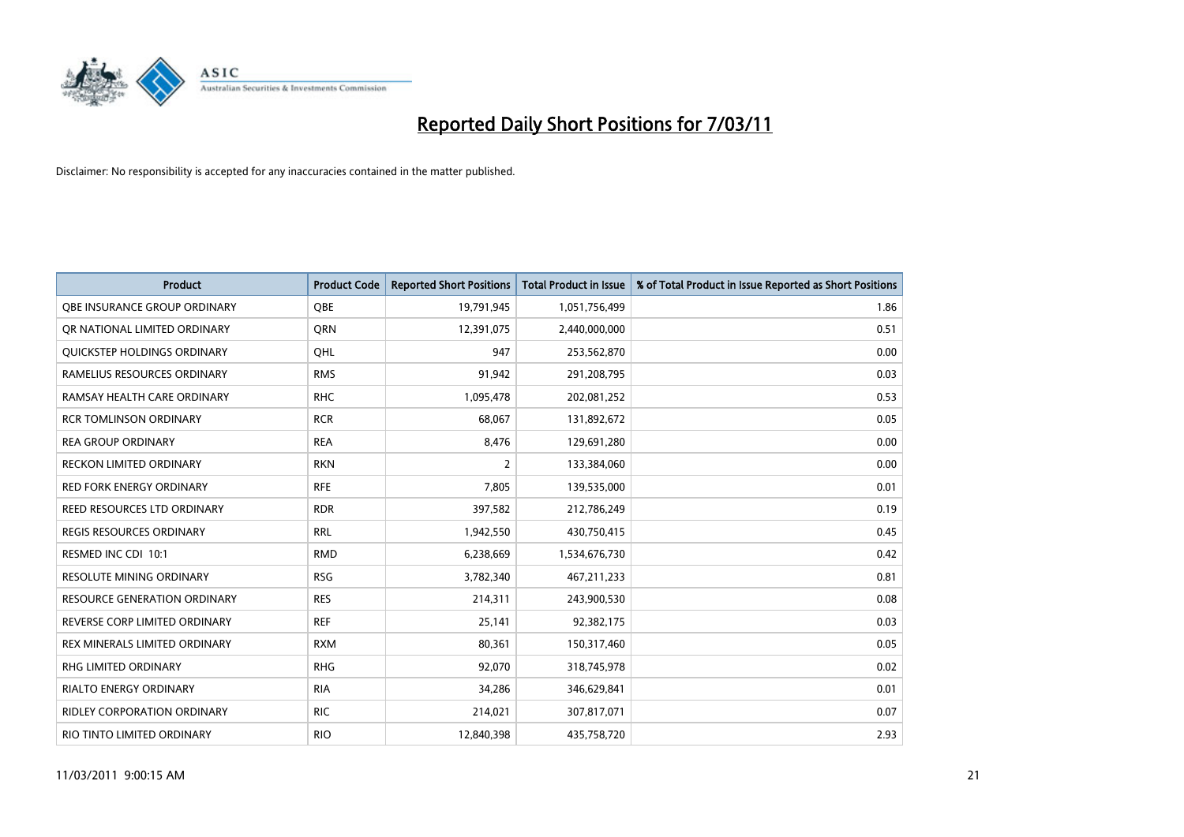# Reported Daily Short Positions for 7/03/11

Disclaimer: No responsibility is accepted for any inaccuracies contained in the matter published.

| Product | Product Code | Reported Short Positions | Total Product in Issue | % of Total Product in Issue Reported as Short Positions |
|---|---|---|---|---|
| QBE INSURANCE GROUP ORDINARY | QBE | 19,791,945 | 1,051,756,499 | 1.86 |
| QR NATIONAL LIMITED ORDINARY | QRN | 12,391,075 | 2,440,000,000 | 0.51 |
| QUICKSTEP HOLDINGS ORDINARY | QHL | 947 | 253,562,870 | 0.00 |
| RAMELIUS RESOURCES ORDINARY | RMS | 91,942 | 291,208,795 | 0.03 |
| RAMSAY HEALTH CARE ORDINARY | RHC | 1,095,478 | 202,081,252 | 0.53 |
| RCR TOMLINSON ORDINARY | RCR | 68,067 | 131,892,672 | 0.05 |
| REA GROUP ORDINARY | REA | 8,476 | 129,691,280 | 0.00 |
| RECKON LIMITED ORDINARY | RKN | 2 | 133,384,060 | 0.00 |
| RED FORK ENERGY ORDINARY | RFE | 7,805 | 139,535,000 | 0.01 |
| REED RESOURCES LTD ORDINARY | RDR | 397,582 | 212,786,249 | 0.19 |
| REGIS RESOURCES ORDINARY | RRL | 1,942,550 | 430,750,415 | 0.45 |
| RESMED INC CDI 10:1 | RMD | 6,238,669 | 1,534,676,730 | 0.42 |
| RESOLUTE MINING ORDINARY | RSG | 3,782,340 | 467,211,233 | 0.81 |
| RESOURCE GENERATION ORDINARY | RES | 214,311 | 243,900,530 | 0.08 |
| REVERSE CORP LIMITED ORDINARY | REF | 25,141 | 92,382,175 | 0.03 |
| REX MINERALS LIMITED ORDINARY | RXM | 80,361 | 150,317,460 | 0.05 |
| RHG LIMITED ORDINARY | RHG | 92,070 | 318,745,978 | 0.02 |
| RIALTO ENERGY ORDINARY | RIA | 34,286 | 346,629,841 | 0.01 |
| RIDLEY CORPORATION ORDINARY | RIC | 214,021 | 307,817,071 | 0.07 |
| RIO TINTO LIMITED ORDINARY | RIO | 12,840,398 | 435,758,720 | 2.93 |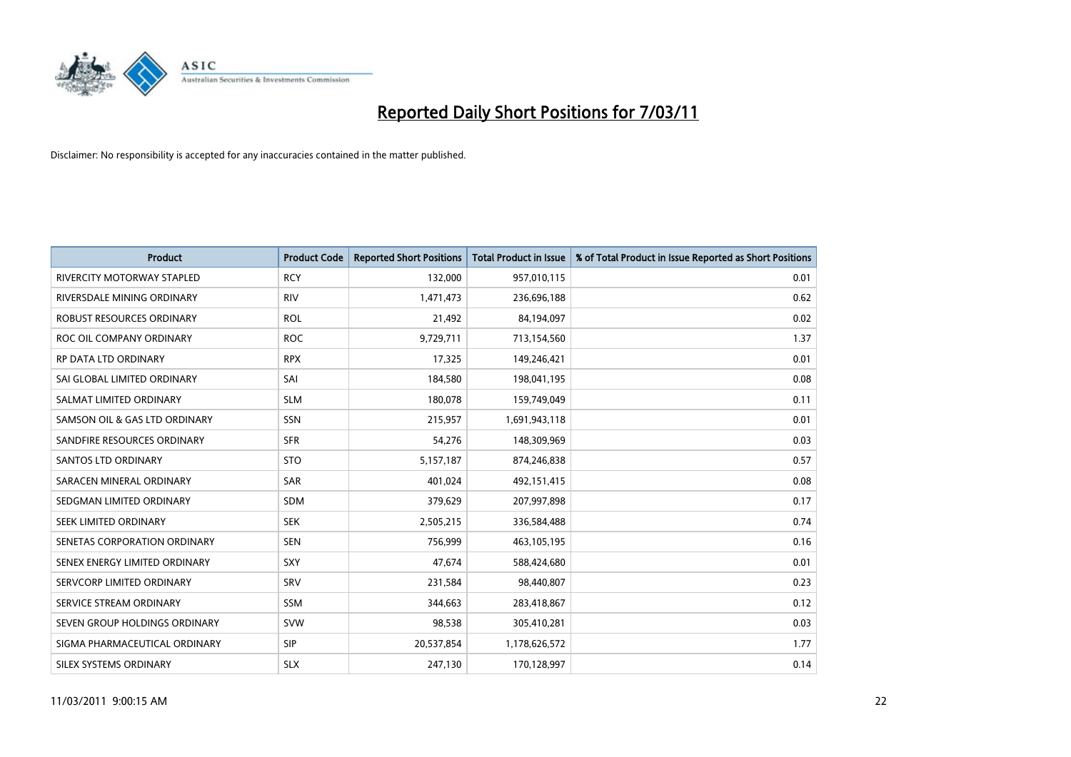# Reported Daily Short Positions for 7/03/11

Disclaimer: No responsibility is accepted for any inaccuracies contained in the matter published.

| Product | Product Code | Reported Short Positions | Total Product in Issue | % of Total Product in Issue Reported as Short Positions |
|---|---|---|---|---|
| RIVERCITY MOTORWAY STAPLED | RCY | 132,000 | 957,010,115 | 0.01 |
| RIVERSDALE MINING ORDINARY | RIV | 1,471,473 | 236,696,188 | 0.62 |
| ROBUST RESOURCES ORDINARY | ROL | 21,492 | 84,194,097 | 0.02 |
| ROC OIL COMPANY ORDINARY | ROC | 9,729,711 | 713,154,560 | 1.37 |
| RP DATA LTD ORDINARY | RPX | 17,325 | 149,246,421 | 0.01 |
| SAI GLOBAL LIMITED ORDINARY | SAI | 184,580 | 198,041,195 | 0.08 |
| SALMAT LIMITED ORDINARY | SLM | 180,078 | 159,749,049 | 0.11 |
| SAMSON OIL & GAS LTD ORDINARY | SSN | 215,957 | 1,691,943,118 | 0.01 |
| SANDFIRE RESOURCES ORDINARY | SFR | 54,276 | 148,309,969 | 0.03 |
| SANTOS LTD ORDINARY | STO | 5,157,187 | 874,246,838 | 0.57 |
| SARACEN MINERAL ORDINARY | SAR | 401,024 | 492,151,415 | 0.08 |
| SEDGMAN LIMITED ORDINARY | SDM | 379,629 | 207,997,898 | 0.17 |
| SEEK LIMITED ORDINARY | SEK | 2,505,215 | 336,584,488 | 0.74 |
| SENETAS CORPORATION ORDINARY | SEN | 756,999 | 463,105,195 | 0.16 |
| SENEX ENERGY LIMITED ORDINARY | SXY | 47,674 | 588,424,680 | 0.01 |
| SERVCORP LIMITED ORDINARY | SRV | 231,584 | 98,440,807 | 0.23 |
| SERVICE STREAM ORDINARY | SSM | 344,663 | 283,418,867 | 0.12 |
| SEVEN GROUP HOLDINGS ORDINARY | SVW | 98,538 | 305,410,281 | 0.03 |
| SIGMA PHARMACEUTICAL ORDINARY | SIP | 20,537,854 | 1,178,626,572 | 1.77 |
| SILEX SYSTEMS ORDINARY | SLX | 247,130 | 170,128,997 | 0.14 |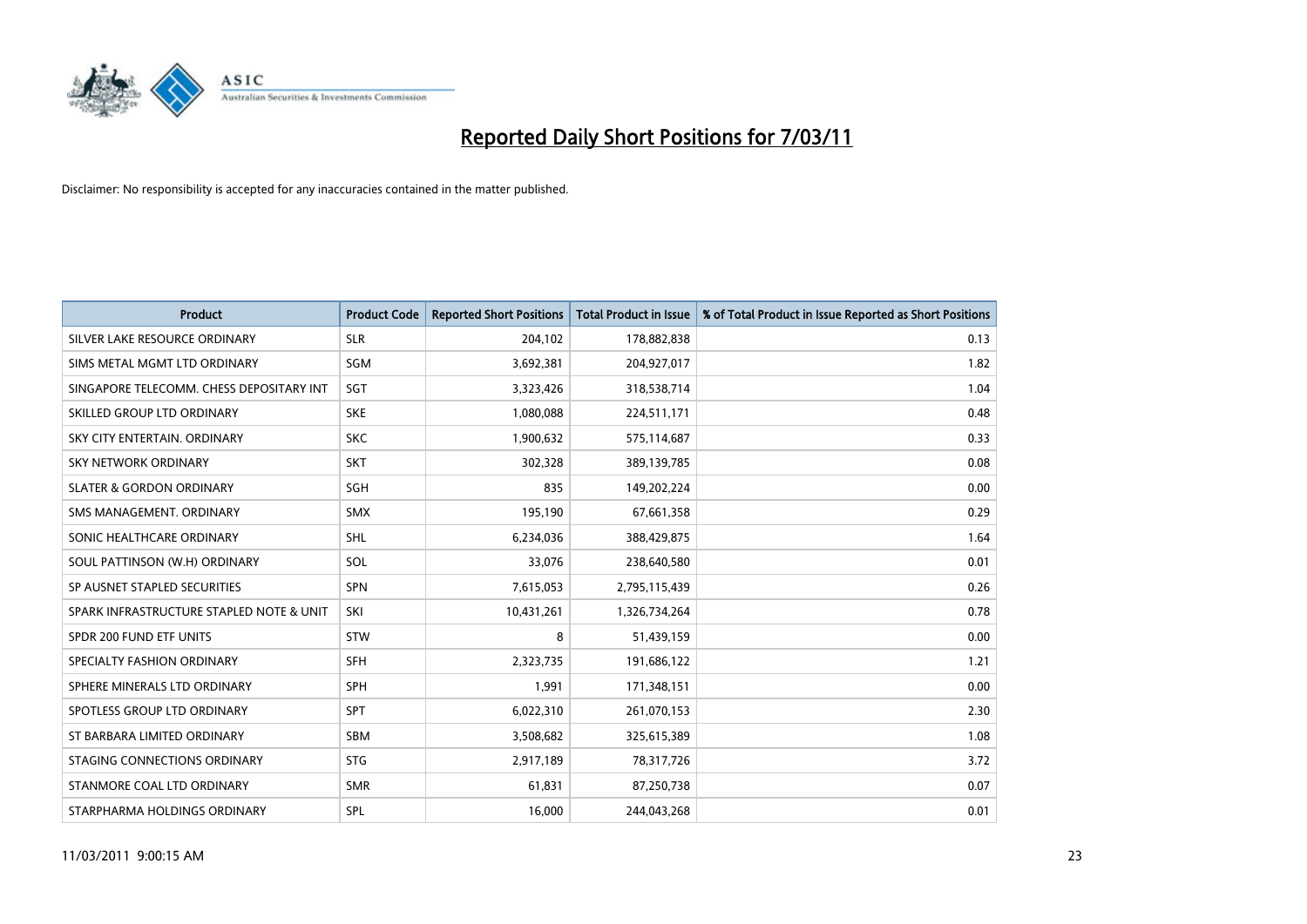# Reported Daily Short Positions for 7/03/11

Disclaimer: No responsibility is accepted for any inaccuracies contained in the matter published.

| Product | Product Code | Reported Short Positions | Total Product in Issue | % of Total Product in Issue Reported as Short Positions |
|---|---|---|---|---|
| SILVER LAKE RESOURCE ORDINARY | SLR | 204,102 | 178,882,838 | 0.13 |
| SIMS METAL MGMT LTD ORDINARY | SGM | 3,692,381 | 204,927,017 | 1.82 |
| SINGAPORE TELECOMM. CHESS DEPOSITARY INT | SGT | 3,323,426 | 318,538,714 | 1.04 |
| SKILLED GROUP LTD ORDINARY | SKE | 1,080,088 | 224,511,171 | 0.48 |
| SKY CITY ENTERTAIN. ORDINARY | SKC | 1,900,632 | 575,114,687 | 0.33 |
| SKY NETWORK ORDINARY | SKT | 302,328 | 389,139,785 | 0.08 |
| SLATER & GORDON ORDINARY | SGH | 835 | 149,202,224 | 0.00 |
| SMS MANAGEMENT. ORDINARY | SMX | 195,190 | 67,661,358 | 0.29 |
| SONIC HEALTHCARE ORDINARY | SHL | 6,234,036 | 388,429,875 | 1.64 |
| SOUL PATTINSON (W.H) ORDINARY | SOL | 33,076 | 238,640,580 | 0.01 |
| SP AUSNET STAPLED SECURITIES | SPN | 7,615,053 | 2,795,115,439 | 0.26 |
| SPARK INFRASTRUCTURE STAPLED NOTE & UNIT | SKI | 10,431,261 | 1,326,734,264 | 0.78 |
| SPDR 200 FUND ETF UNITS | STW | 8 | 51,439,159 | 0.00 |
| SPECIALTY FASHION ORDINARY | SFH | 2,323,735 | 191,686,122 | 1.21 |
| SPHERE MINERALS LTD ORDINARY | SPH | 1,991 | 171,348,151 | 0.00 |
| SPOTLESS GROUP LTD ORDINARY | SPT | 6,022,310 | 261,070,153 | 2.30 |
| ST BARBARA LIMITED ORDINARY | SBM | 3,508,682 | 325,615,389 | 1.08 |
| STAGING CONNECTIONS ORDINARY | STG | 2,917,189 | 78,317,726 | 3.72 |
| STANMORE COAL LTD ORDINARY | SMR | 61,831 | 87,250,738 | 0.07 |
| STARPHARMA HOLDINGS ORDINARY | SPL | 16,000 | 244,043,268 | 0.01 |

11/03/2011 9:00:15 AM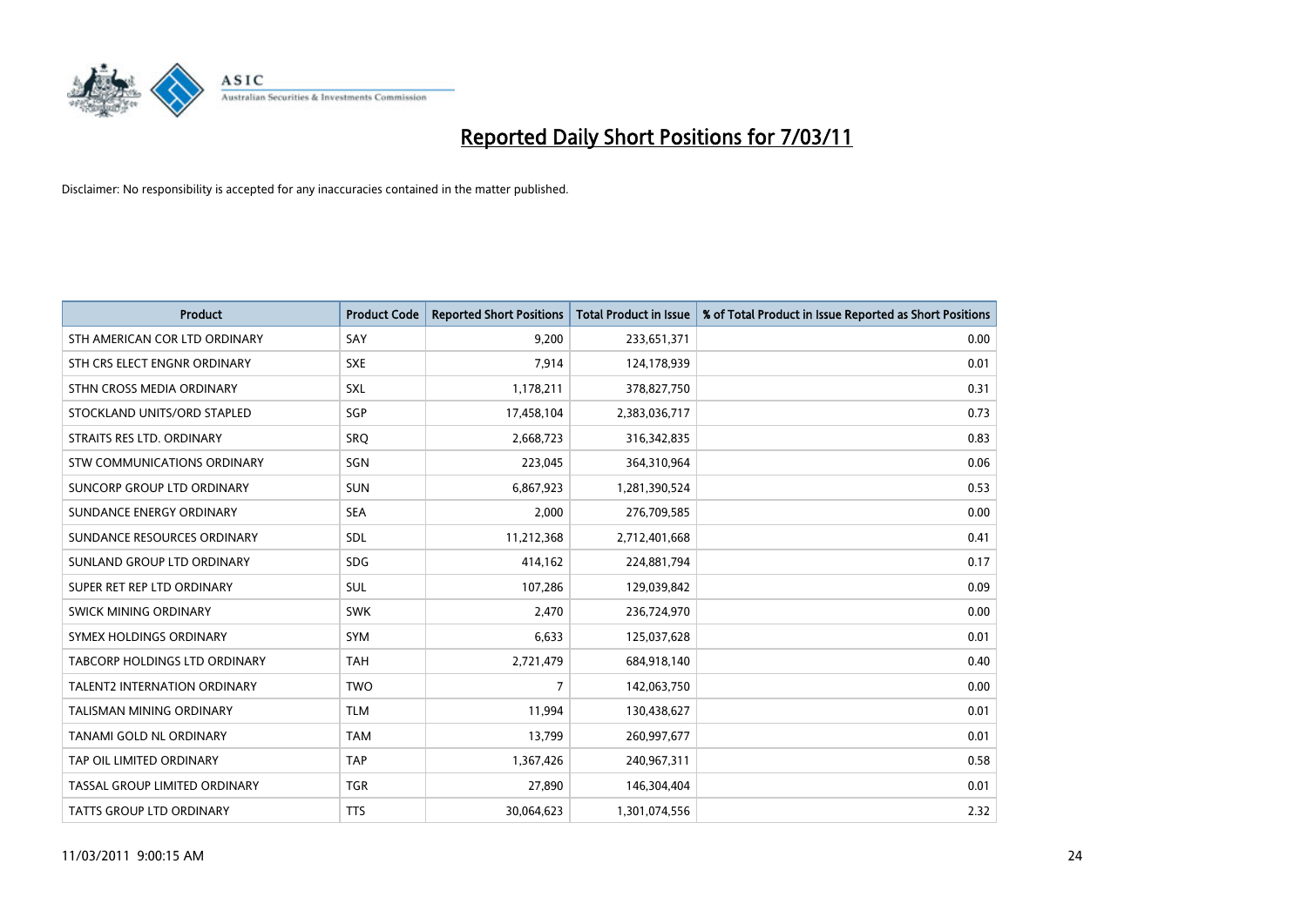# Reported Daily Short Positions for 7/03/11

Disclaimer: No responsibility is accepted for any inaccuracies contained in the matter published.

| Product | Product Code | Reported Short Positions | Total Product in Issue | % of Total Product in Issue Reported as Short Positions |
|---|---|---|---|---|
| STH AMERICAN COR LTD ORDINARY | SAY | 9,200 | 233,651,371 | 0.00 |
| STH CRS ELECT ENGNR ORDINARY | SXE | 7,914 | 124,178,939 | 0.01 |
| STHN CROSS MEDIA ORDINARY | SXL | 1,178,211 | 378,827,750 | 0.31 |
| STOCKLAND UNITS/ORD STAPLED | SGP | 17,458,104 | 2,383,036,717 | 0.73 |
| STRAITS RES LTD. ORDINARY | SRQ | 2,668,723 | 316,342,835 | 0.83 |
| STW COMMUNICATIONS ORDINARY | SGN | 223,045 | 364,310,964 | 0.06 |
| SUNCORP GROUP LTD ORDINARY | SUN | 6,867,923 | 1,281,390,524 | 0.53 |
| SUNDANCE ENERGY ORDINARY | SEA | 2,000 | 276,709,585 | 0.00 |
| SUNDANCE RESOURCES ORDINARY | SDL | 11,212,368 | 2,712,401,668 | 0.41 |
| SUNLAND GROUP LTD ORDINARY | SDG | 414,162 | 224,881,794 | 0.17 |
| SUPER RET REP LTD ORDINARY | SUL | 107,286 | 129,039,842 | 0.09 |
| SWICK MINING ORDINARY | SWK | 2,470 | 236,724,970 | 0.00 |
| SYMEX HOLDINGS ORDINARY | SYM | 6,633 | 125,037,628 | 0.01 |
| TABCORP HOLDINGS LTD ORDINARY | TAH | 2,721,479 | 684,918,140 | 0.40 |
| TALENT2 INTERNATION ORDINARY | TWO | 7 | 142,063,750 | 0.00 |
| TALISMAN MINING ORDINARY | TLM | 11,994 | 130,438,627 | 0.01 |
| TANAMI GOLD NL ORDINARY | TAM | 13,799 | 260,997,677 | 0.01 |
| TAP OIL LIMITED ORDINARY | TAP | 1,367,426 | 240,967,311 | 0.58 |
| TASSAL GROUP LIMITED ORDINARY | TGR | 27,890 | 146,304,404 | 0.01 |
| TATTS GROUP LTD ORDINARY | TTS | 30,064,623 | 1,301,074,556 | 2.32 |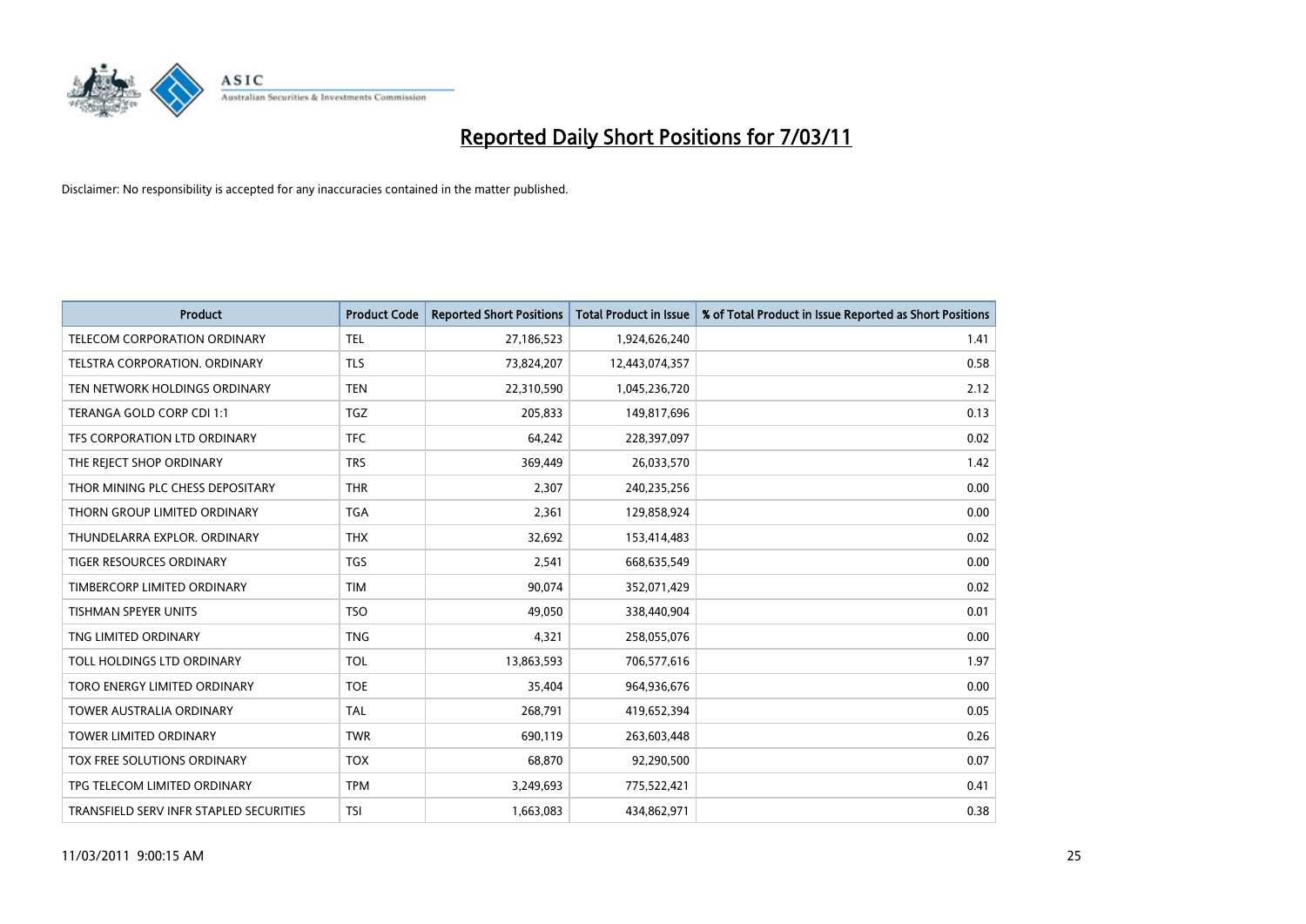# Reported Daily Short Positions for 7/03/11

Disclaimer: No responsibility is accepted for any inaccuracies contained in the matter published.

| Product | Product Code | Reported Short Positions | Total Product in Issue | % of Total Product in Issue Reported as Short Positions |
|---|---|---|---|---|
| TELECOM CORPORATION ORDINARY | TEL | 27,186,523 | 1,924,626,240 | 1.41 |
| TELSTRA CORPORATION. ORDINARY | TLS | 73,824,207 | 12,443,074,357 | 0.58 |
| TEN NETWORK HOLDINGS ORDINARY | TEN | 22,310,590 | 1,045,236,720 | 2.12 |
| TERANGA GOLD CORP CDI 1:1 | TGZ | 205,833 | 149,817,696 | 0.13 |
| TFS CORPORATION LTD ORDINARY | TFC | 64,242 | 228,397,097 | 0.02 |
| THE REJECT SHOP ORDINARY | TRS | 369,449 | 26,033,570 | 1.42 |
| THOR MINING PLC CHESS DEPOSITARY | THR | 2,307 | 240,235,256 | 0.00 |
| THORN GROUP LIMITED ORDINARY | TGA | 2,361 | 129,858,924 | 0.00 |
| THUNDELARRA EXPLOR. ORDINARY | THX | 32,692 | 153,414,483 | 0.02 |
| TIGER RESOURCES ORDINARY | TGS | 2,541 | 668,635,549 | 0.00 |
| TIMBERCORP LIMITED ORDINARY | TIM | 90,074 | 352,071,429 | 0.02 |
| TISHMAN SPEYER UNITS | TSO | 49,050 | 338,440,904 | 0.01 |
| TNG LIMITED ORDINARY | TNG | 4,321 | 258,055,076 | 0.00 |
| TOLL HOLDINGS LTD ORDINARY | TOL | 13,863,593 | 706,577,616 | 1.97 |
| TORO ENERGY LIMITED ORDINARY | TOE | 35,404 | 964,936,676 | 0.00 |
| TOWER AUSTRALIA ORDINARY | TAL | 268,791 | 419,652,394 | 0.05 |
| TOWER LIMITED ORDINARY | TWR | 690,119 | 263,603,448 | 0.26 |
| TOX FREE SOLUTIONS ORDINARY | TOX | 68,870 | 92,290,500 | 0.07 |
| TPG TELECOM LIMITED ORDINARY | TPM | 3,249,693 | 775,522,421 | 0.41 |
| TRANSFIELD SERV INFR STAPLED SECURITIES | TSI | 1,663,083 | 434,862,971 | 0.38 |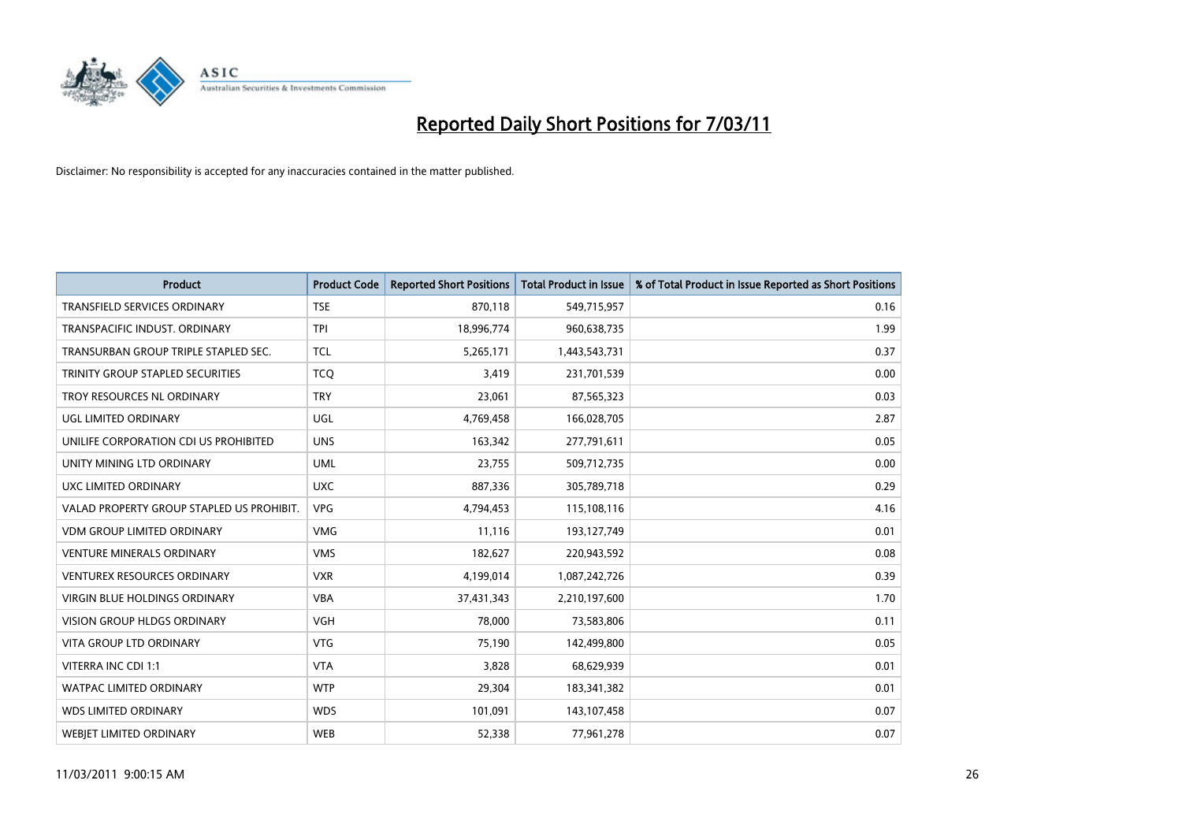# Reported Daily Short Positions for 7/03/11

Disclaimer: No responsibility is accepted for any inaccuracies contained in the matter published.

| Product | Product Code | Reported Short Positions | Total Product in Issue | % of Total Product in Issue Reported as Short Positions |
|---|---|---|---|---|
| TRANSFIELD SERVICES ORDINARY | TSE | 870,118 | 549,715,957 | 0.16 |
| TRANSPACIFIC INDUST. ORDINARY | TPI | 18,996,774 | 960,638,735 | 1.99 |
| TRANSURBAN GROUP TRIPLE STAPLED SEC. | TCL | 5,265,171 | 1,443,543,731 | 0.37 |
| TRINITY GROUP STAPLED SECURITIES | TCQ | 3,419 | 231,701,539 | 0.00 |
| TROY RESOURCES NL ORDINARY | TRY | 23,061 | 87,565,323 | 0.03 |
| UGL LIMITED ORDINARY | UGL | 4,769,458 | 166,028,705 | 2.87 |
| UNILIFE CORPORATION CDI US PROHIBITED | UNS | 163,342 | 277,791,611 | 0.05 |
| UNITY MINING LTD ORDINARY | UML | 23,755 | 509,712,735 | 0.00 |
| UXC LIMITED ORDINARY | UXC | 887,336 | 305,789,718 | 0.29 |
| VALAD PROPERTY GROUP STAPLED US PROHIBIT. | VPG | 4,794,453 | 115,108,116 | 4.16 |
| VDM GROUP LIMITED ORDINARY | VMG | 11,116 | 193,127,749 | 0.01 |
| VENTURE MINERALS ORDINARY | VMS | 182,627 | 220,943,592 | 0.08 |
| VENTUREX RESOURCES ORDINARY | VXR | 4,199,014 | 1,087,242,726 | 0.39 |
| VIRGIN BLUE HOLDINGS ORDINARY | VBA | 37,431,343 | 2,210,197,600 | 1.70 |
| VISION GROUP HLDGS ORDINARY | VGH | 78,000 | 73,583,806 | 0.11 |
| VITA GROUP LTD ORDINARY | VTG | 75,190 | 142,499,800 | 0.05 |
| VITERRA INC CDI 1:1 | VTA | 3,828 | 68,629,939 | 0.01 |
| WATPAC LIMITED ORDINARY | WTP | 29,304 | 183,341,382 | 0.01 |
| WDS LIMITED ORDINARY | WDS | 101,091 | 143,107,458 | 0.07 |
| WEBJET LIMITED ORDINARY | WEB | 52,338 | 77,961,278 | 0.07 |

11/03/2011 9:00:15 AM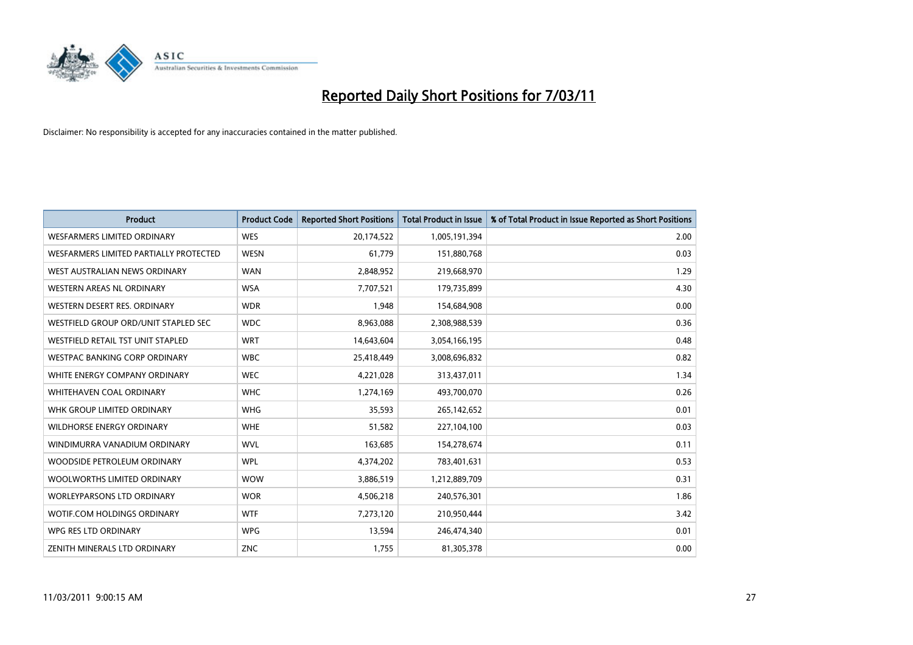# Reported Daily Short Positions for 7/03/11

Disclaimer: No responsibility is accepted for any inaccuracies contained in the matter published.

| Product | Product Code | Reported Short Positions | Total Product in Issue | % of Total Product in Issue Reported as Short Positions |
|---|---|---|---|---|
| WESFARMERS LIMITED ORDINARY | WES | 20,174,522 | 1,005,191,394 | 2.00 |
| WESFARMERS LIMITED PARTIALLY PROTECTED | WESN | 61,779 | 151,880,768 | 0.03 |
| WEST AUSTRALIAN NEWS ORDINARY | WAN | 2,848,952 | 219,668,970 | 1.29 |
| WESTERN AREAS NL ORDINARY | WSA | 7,707,521 | 179,735,899 | 4.30 |
| WESTERN DESERT RES. ORDINARY | WDR | 1,948 | 154,684,908 | 0.00 |
| WESTFIELD GROUP ORD/UNIT STAPLED SEC | WDC | 8,963,088 | 2,308,988,539 | 0.36 |
| WESTFIELD RETAIL TST UNIT STAPLED | WRT | 14,643,604 | 3,054,166,195 | 0.48 |
| WESTPAC BANKING CORP ORDINARY | WBC | 25,418,449 | 3,008,696,832 | 0.82 |
| WHITE ENERGY COMPANY ORDINARY | WEC | 4,221,028 | 313,437,011 | 1.34 |
| WHITEHAVEN COAL ORDINARY | WHC | 1,274,169 | 493,700,070 | 0.26 |
| WHK GROUP LIMITED ORDINARY | WHG | 35,593 | 265,142,652 | 0.01 |
| WILDHORSE ENERGY ORDINARY | WHE | 51,582 | 227,104,100 | 0.03 |
| WINDIMURRA VANADIUM ORDINARY | WVL | 163,685 | 154,278,674 | 0.11 |
| WOODSIDE PETROLEUM ORDINARY | WPL | 4,374,202 | 783,401,631 | 0.53 |
| WOOLWORTHS LIMITED ORDINARY | WOW | 3,886,519 | 1,212,889,709 | 0.31 |
| WORLEYPARSONS LTD ORDINARY | WOR | 4,506,218 | 240,576,301 | 1.86 |
| WOTIF.COM HOLDINGS ORDINARY | WTF | 7,273,120 | 210,950,444 | 3.42 |
| WPG RES LTD ORDINARY | WPG | 13,594 | 246,474,340 | 0.01 |
| ZENITH MINERALS LTD ORDINARY | ZNC | 1,755 | 81,305,378 | 0.00 |